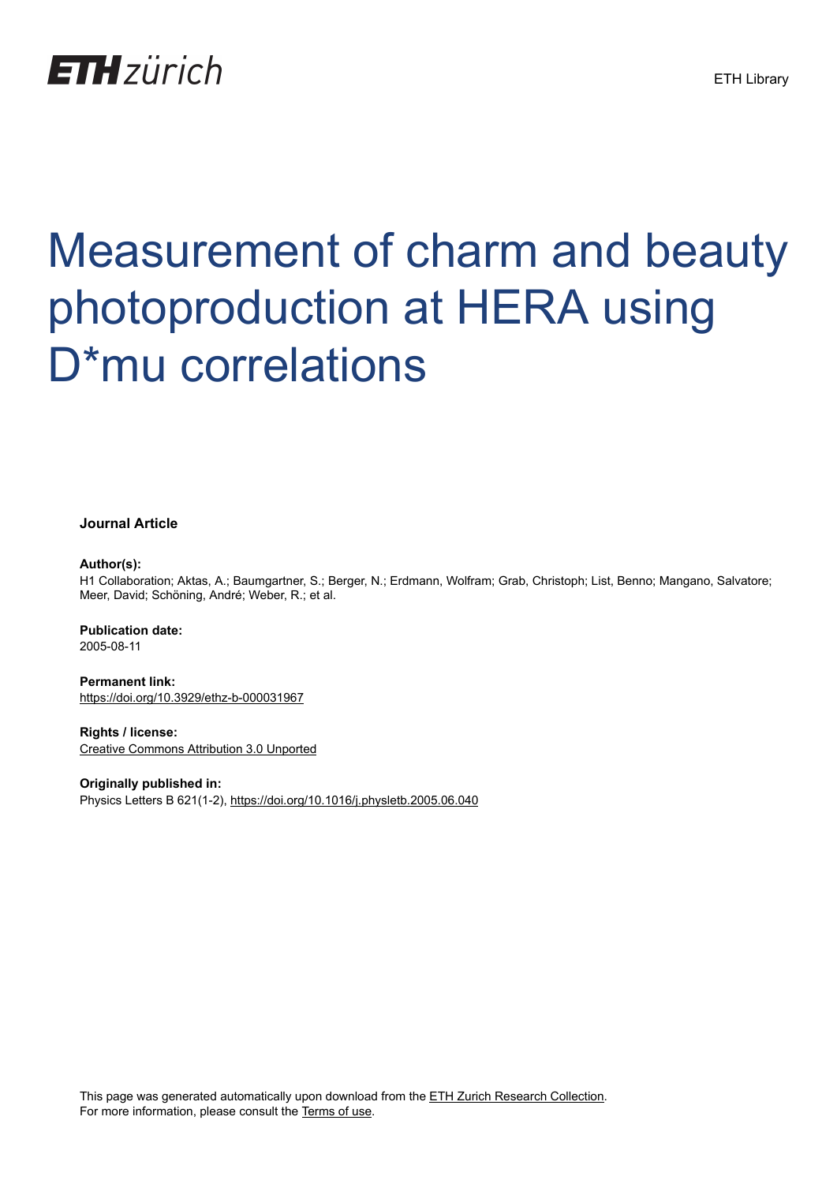

# Measurement of charm and beauty photoproduction at HERA using D<sup>\*</sup>mu correlations

# **Journal Article**

# **Author(s):**

H1 Collaboration; Aktas, A.; Baumgartner, S.; Berger, N.; Erdmann, Wolfram; Grab, Christoph; List, Benno; Mangano, Salvatore; Meer, David; Schöning, André; Weber, R.; et al.

**Publication date:** 2005-08-11

**Permanent link:** <https://doi.org/10.3929/ethz-b-000031967>

**Rights / license:** [Creative Commons Attribution 3.0 Unported](http://creativecommons.org/licenses/by/3.0/)

**Originally published in:** Physics Letters B 621(1-2), <https://doi.org/10.1016/j.physletb.2005.06.040>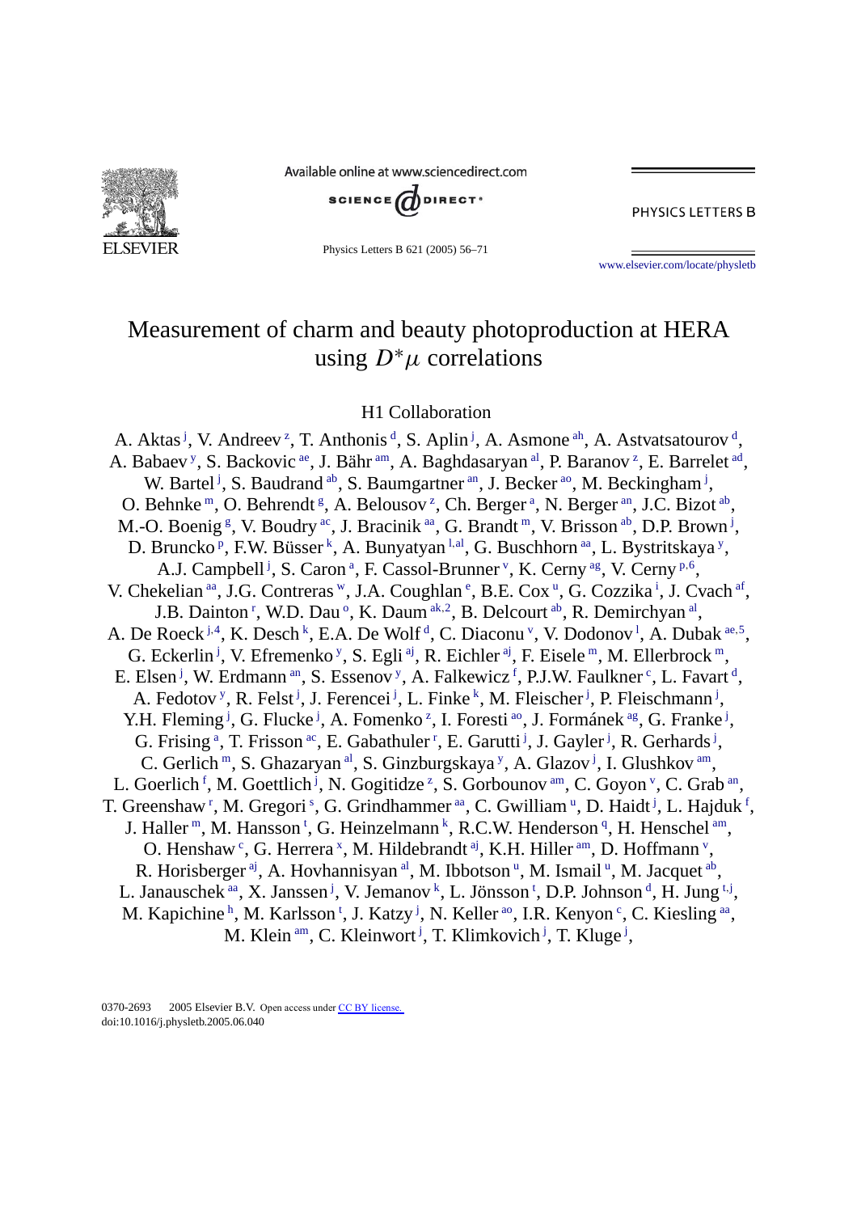

Available online at www.sciencedirect.com



PHYSICS LETTERS B

Physics Letters B 621 (2005) 56–71

[www.elsevier.com/locate/physletb](http://www.elsevier.com/locate/physletb)

# Measurement of charm and beauty photoproduction at HERA using  $D^* \mu$  correlations

# H1 Collaboration

A. Aktas<sup>[j](#page-3-0)</sup>, V. Andreev<sup>[z](#page-3-0)</sup>, T. Anthonis<sup>[d](#page-2-0)</sup>, S. Aplin<sup>j</sup>, A. Asmone<sup>ah</sup>, A. Astvatsatourov<sup>d</sup>, A. Babaev<sup>[y](#page-3-0)</sup>, S. Backovic<sup>ae</sup>, J. Bähr<sup>am</sup>, A. Baghdasaryan<sup>al</sup>, P. Baranov<sup>[z](#page-3-0)</sup>, E. Barrelet<sup>ad</sup>, W. Bartel<sup>[j](#page-3-0)</sup>, S. Baudrand <sup>ab</sup>, S. Baumgartner <sup>an</sup>, J. Becker <sup>ao</sup>, M. Beckingham<sup>j</sup>, O. Behnke <sup>m</sup>, O. Behrendt<sup>[g](#page-3-0)</sup>, A. Belousov<sup>[z](#page-3-0)</sup>, Ch. Berger<sup>[a](#page-2-0)</sup>, N. Berger<sup>an</sup>, J.C. Bizot<sup>ab</sup>, M.-O. Boeni[g](#page-3-0)<sup>g</sup>, V. Boudry<sup>ac</sup>, J. Bracinik<sup>aa</sup>, G. Brandt<sup>m</sup>, V. Brisson<sup>ab</sup>, D.P. Brown<sup>[j](#page-3-0)</sup>, D. Bruncko<su[p](#page-3-0)>p</sup>, F.W. Büsser<sup>[k](#page-3-0)</sup>, A. Bunyatyan <sup>[l](#page-3-0),al</sup>, G. Buschhorn <sup>aa</sup>, L. B[y](#page-3-0)stritskaya <sup>y</sup>, A.J. Campbell<sup>[j](#page-3-0)</sup>, S. C[a](#page-2-0)ron<sup>a</sup>, F. Cassol-Brunner<sup>[v](#page-3-0)</su[p](#page-3-0)>, K. Cerny<sup>ag</sup>, V. Cerny<sup>p,[6](#page-4-0)</sup>, V. Chekelian [aa,](#page-3-0) J.G. Contr[e](#page-2-0)ras W, J.A. Co[u](#page-3-0)ghlan <sup>e</sup>, B.E. Cox <sup>u</sup>, G. Cozz[i](#page-3-0)ka <sup>i</sup>, J. Cvach [af,](#page-3-0) J.B. Dainton<sup>[r](#page-3-0)</sup>, W.D. Dau<sup>[o](#page-3-0)</sup>, K. Daum<sup>[ak](#page-3-0),[2](#page-4-0)</sup>, B. Delcourt<sup>ab</sup>, R. Demirchyan<sup>al</sup>, A. De Roeck<sup>[j](#page-3-0),[4](#page-4-0)</sup>, K. Desch<sup>[k](#page-3-0)</sup>, E.A. De Wolf<sup>[d](#page-2-0)</sup>, C. Diaconu<sup>[v](#page-3-0)</sup>, V. Dodonov<sup>1</sup>, A. Dubak<sup>[ae](#page-3-0),[5](#page-4-0)</sup>, G. Eckerlin<sup>[j](#page-3-0)</sup>, V. Efremenko<sup>[y](#page-3-0)</sup>, S. Egli<sup>aj</sup>, R. Eichler<sup>aj</sup>, F. Eisele<sup>m</sup>, M. Ellerbrock<sup>m</sup>, E. Elsen<sup>[j](#page-3-0)</sup>, W. Erdmann<sup>an</sup>, S. Essenov<sup>[y](#page-3-0)</sup>, A. Falkewicz<sup>[f](#page-2-0)</sup>, P.J.W. Faulkner<sup>[c](#page-2-0)</sup>, L. Favart<sup>[d](#page-2-0)</sup>, A. Fedotov<sup>[y](#page-3-0)</sup>, R. Felst<sup>[j](#page-3-0)</sup>, J. Ferencei<sup>j</sup>, L. Fin[k](#page-3-0)e<sup>k</sup>, M. Fleischer<sup>j</sup>, P. Fleischmann<sup>j</sup>, Y.H. Fleming<sup>[j](#page-3-0)</sup>, G. Flucke<sup>j</sup>, A. Fomenko<sup>[z](#page-3-0)</sup>, I. Foresti<sup>ao</sup>, J. Formánek<sup>ag</sup>, G. Franke<sup>j</sup>, G. Frising<sup>[a](#page-2-0)</sup>, T. F[r](#page-3-0)isson<sup>ac</sup>, E. Gabathuler<sup>r</sup>, E. Garutti<sup>[j](#page-3-0)</sup>, J. Gayler<sup>j</sup>, R. Gerhards<sup>j</sup>, C. Gerlich<sup>m</sup>, S. Ghazar[y](#page-3-0)an<sup>al</sup>, S. Ginzburgskaya<sup>y</sup>, A. Glazov<sup>[j](#page-3-0)</sup>, I. Glushkov<sup>am</sup>, L. Goerlich<sup>[f](#page-2-0)</sup>, M. Goettlich<sup>[j](#page-3-0)</sup>, N. Gogitid[z](#page-3-0)e<sup>z</sup>, S. Gorbouno[v](#page-3-0)<sup>am</sup>, C. Goyon<sup>v</sup>, C. Grab<sup>an</sup>, T. G[r](#page-3-0)een[s](#page-3-0)haw<s[u](#page-3-0)p>r</sup>, M. Gregori<sup>s</sup>, G. Grindhammer<sup>aa</sup>, C. Gwilliam<sup>u</sup>, D. Haidt<sup>[j](#page-3-0)</sup>, L. Hajduk<sup>[f](#page-2-0)</sup>, J. Haller<sup>m</sup>, M. Hansson<sup>[t](#page-3-0)</sup>, G. Heinzelmann<sup>[k](#page-3-0)</sup>, R.C.W. Henderson<sup>[q](#page-3-0)</sup>, H. Henschel<sup>am</sup>, O. Henshaw<sup>[c](#page-2-0)</sup>, G. Herrera<sup>[x](#page-3-0)</sup>, M. Hildebrandt<sup>aj</sup>, K.H. Hiller<sup>am</sup>, D. Hoffmann<sup>[v](#page-3-0)</sup>, R. Horisberger<s[u](#page-3-0)p>aj</sup>, A. Hovhannisyan<sup>al</sup>, M. Ibbotson<sup>u</sup>, M. Ismail<sup>u</sup>, M. Jacquet<sup>ab</sup>, L. Janauschek <sup>aa</sup>, X. Janssen <sup>[j](#page-3-0)</sup>, V. Jemanov <sup>[k](#page-3-0)</sup>, L. Jönsson <sup>[t](#page-3-0)</sup>, D.P. Johnson <sup>[d](#page-2-0)</sup>, H. Jung <sup>t, j</sup>, M. Kapic[h](#page-3-0)ine <sup>h</sup>, M. Karlsson <sup>[t](#page-3-0)</sup>, J. Katzy <sup>[j](#page-3-0)</sup>, N. Keller <sup>ao</sup>, I.R. Kenyon <sup>[c](#page-2-0)</sup>, C. Kiesling <sup>aa</sup>, M. Klein<sup>am</sup>, C. Kleinwort<sup>[j](#page-3-0)</sup>, T. Klimkovich<sup>j</sup>, T. Kluge<sup>j</sup>,

0370-2693 © 2005 Elsevier B.V. Open access under [CC BY license.](http://creativecommons.org/licenses/by/3.0/) doi:10.1016/j.physletb.2005.06.040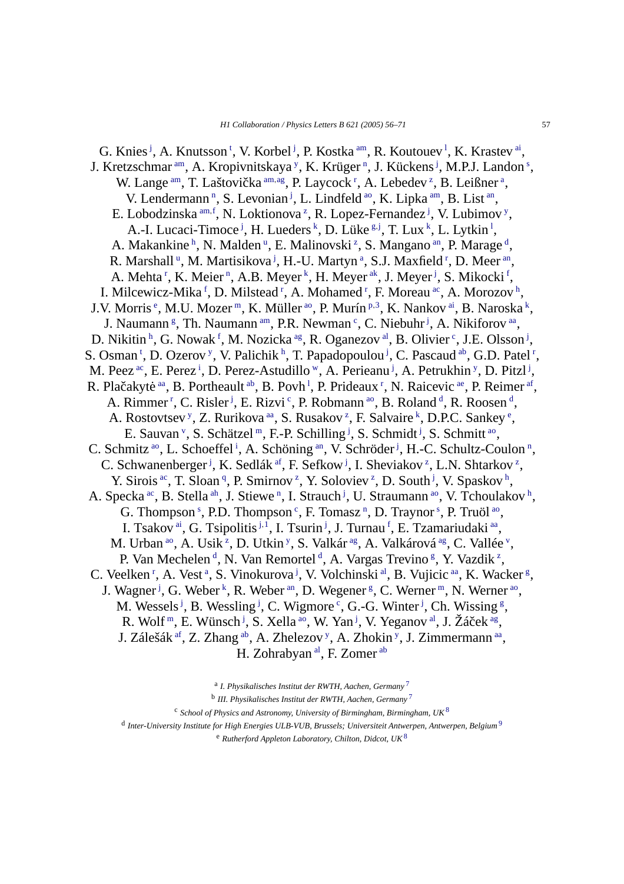<span id="page-2-0"></span>G. Knies<sup>[j](#page-3-0)</sup>, A. Knu[t](#page-3-0)sson<sup>t</sup>, V. Korbe[l](#page-3-0)<sup>j</sup>, P. Kostka<sup>am</sup>, R. Koutouev<sup>1</sup>, K. Krastev<sup>ai</sup>, J. Kretzschmar <sup>am</sup>, A. Kropivnitska[y](#page-3-0)a <sup>y</sup>, K. Krüger <sup>[n](#page-3-0)</sup>, J. Kückens <sup>[j](#page-3-0)</[s](#page-3-0)up>, M.P.J. Landon <sup>s</sup>, W. Lange <sup>am</sup>, T. Laštovička <sup>[am,](#page-3-0) ag</sup>, P. Laycock<sup>[r](#page-3-0)</sup>, A. Lebedev<sup>2</sup>, B. Leißner<sup>a</sup>, V. Le[n](#page-3-0)dermann<sup>n</sup>, S. Levonian<sup>[j](#page-3-0)</sup>, L. Lindfeld<sup>ao</sup>, K. Lipka<sup>am</sup>, B. List<sup>an</sup>, E. Lobodzinska <sup>[am](#page-3-0), f</sup>, N. Loktionova<sup>2</sup>, R. Lope[z](#page-3-0)-Fernandez<sup>[j](#page-3-0)</sup>, V. Lubimov<sup>[y](#page-3-0)</sup>, A.-I. Lucaci-Timoce<sup> [j](#page-3-0)</sup>, H. Lueders <sup>[k](#page-3-0)</sup>, D. Lüke <sup>[g](#page-3-0), j</sup>, T. Lux <sup>k</sup>, L. Lytkin <sup>1</sup>, A. Makankine<sup>[h](#page-3-0)</s[u](#page-3-0)p>, N. Malden<sup>u</sup>, E. Malinovski<sup>[z](#page-3-0)</sup>, S. Mangano<sup>an</sup>, P. Marage<sup>d</sup>, R. Marshall<s[u](#page-3-0)p>u</sup>, M. Martisikova<sup>[j](#page-3-0)</sup>, H.-U. Ma[r](#page-3-0)tyn<sup>a</sup>, S.J. Maxfield<sup>r</sup>, D. Meer<sup>an</sup>, A. Mehta<sup>[r](#page-3-0)</sup>, K. Meier<sup>[n](#page-3-0)</sup>, A.B. Meyer<sup>[k](#page-3-0)</sup>, H. Meyer<sup>ak</sup>, J. Meyer<sup>[j](#page-3-0)</sup>, S. Mikocki<sup>f</sup>, I. Milcewicz-Mika<sup>f</sup>, D. Milstead<sup>[r](#page-3-0)</sup>, A. Mo[h](#page-3-0)amed<sup>r</sup>, F. Moreau<sup>ac</sup>, A. Morozov<sup>h</sup>, J.V. Morris <su[p](#page-3-0)>e</sup>, M.U. Mozer <sup>m</sup>, K. Müller <sup>ao</sup>, P. Murín <sup>p,[3](#page-4-0)</sup>, K. Nan[k](#page-3-0)ov <sup>ai</sup>, B. Naroska <sup>k</sup>, J. Naumann<sup>[g](#page-3-0)</sup>, Th. Naumann<sup>am</sup>, P.R. Newman<sup>c</sup>, C. Niebuhr<sup>[j](#page-3-0)</sup>, A. Nikiforov<sup>aa</sup>, D. Nikitin <sup>[h](#page-3-0)</sup>, G. Nowak <sup>f</sup>, M. Nozicka <sup>ag</sup>, R. Oganezov <sup>al</sup>, B. Olivier <sup>c</sup>, J.E. Olsson <sup>[j](#page-3-0)</sup>, S. Osman<sup>[t](#page-3-0)</sup>, D. Ozerov<sup>[y](#page-3-0)</sup>, V. Palic[h](#page-3-0)ik<sup>h</sup>, T. Papadopoulou<sup>[j](#page-3-0)</sup>, C. Pascaud<sup>ab</sup>, G.D. Patel<sup>[r](#page-3-0)</sup>, M. Peez<sup>ac</sup>, E. Perez<sup>[i](#page-3-0)</sup>, D. Perez-Astudillo<sup>w</sup>, A. Perieanu<sup>[j](#page-3-0)</sup>, A. Petrukhin<sup>[y](#page-3-0)</sup>, D. Pitzl<sup>j</sup>, R. P[l](#page-3-0)ačakytė <sup>aa</sup>, B. Po[r](#page-3-0)theault <sup>ab</sup>, B. Povh<sup>1</sup>, P. Prideaux<sup>r</sup>, N. Raicevic <sup>ae</sup>, P. Reimer <sup>af</sup>, A. Rimme[r](#page-3-0)<sup>r</sup>, C. Risler<sup>[j](#page-3-0)</sup>, E. Rizvi<sup>c</sup>, P. Robmann<sup>ao</sup>, B. Roland<sup>d</sup>, R. Roosen<sup>d</sup>, A. Rostovtsev<sup>[y](#page-3-0)</sup>, Z. Rurikova<sup>aa</sup>, S. Rusakov<sup>[z](#page-3-0)</sup>, F. Salvaire<sup>[k](#page-3-0)</sup>, D.P.C. Sankey<sup>e</sup>, E. Sau[v](#page-3-0)an<sup>v</sup>, S. Schätzel<sup>m</sup>, F.-P. Schilling<sup>[j](#page-3-0)</sup>, S. Schmidt<sup>j</sup>, S. Schmitt<sup>ao</sup>, C. Schm[i](#page-3-0)tz<sup>ao</sup>, L. Schoeffel<sup>i</sup>, A. Schöning<sup>an</sup>, V. Schröder<sup>[j](#page-3-0)</sup>, H.-C. Schultz-Coulo[n](#page-3-0)<sup>n</sup>, C. Schwanenberger<sup>[j](#page-3-0)</sup>, K. Sedlák<sup>af</sup>, F. Sefkow<sup>j</sup>, I. Sheviakov<sup>[z](#page-3-0)</sup>, L.N. Shtarkov<sup>z</sup>, Y. Sirois <sup>ac</sup>, T. Sloan<sup>[q](#page-3-0)</sup>, P. Smirnov<sup>[z](#page-3-0)</sup>, Y. Soloviev<sup>z</sup>, D. South<sup>[j](#page-3-0)</sup>, V. Spaskov<sup>[h](#page-3-0)</sup>, A. Specka <sup>ac</sup>, B. Stella <sup>ah</sup>, J. Stiewe <sup>[n](#page-3-0)</sup>, I. Strauch <sup>[j](#page-3-0)</sup>, U. Straumann <sup>ao</sup>, V. Tc[h](#page-3-0)oulakov <sup>h</sup>, G. Thomp[s](#page-3-0)o[n](#page-3-0)<sup>s</sup>, P.D. Thompson<sup>c</sup>, F. Tomasz<sup>n</sup>, D. Traynor<sup>s</sup>, P. Truöl<sup>ao</sup>, I. Tsakov <sup>ai</sup>, G. Tsipolitis <sup>[j](#page-3-0), [1](#page-4-0)</sup>, I. Tsurin <sup>j</sup>, J. Turnau <sup>f</sup>, E. Tzamariudaki <sup>aa</sup>, M. Urban<sup>ao</sup>, A. Usik<sup>[z](#page-3-0)</sup>, D. Utkin<sup>[y](#page-3-0)</sup>, S. Valkár<sup>ag</sup>, A. Valkáro[v](#page-3-0)á<sup>ag</sup>, C. Vallée<sup>v</sup>, P. Van Mechelen<sup>d</sup>, N. Van Remortel<sup>d</sup>, A. Var[g](#page-3-0)as Trevino<sup>g</sup>, Y. Va[z](#page-3-0)dik<sup>2</sup>, C. Veelken<sup>[r](#page-3-0)</sup>, A. Vest<sup>a</sup>, S. Vinokurova<sup>[j](#page-3-0)</sup>, V. Volchinski [al,](#page-3-0) B. Vujicic [aa,](#page-3-0) K. Wacker<sup>[g](#page-3-0)</sup>, J. Wagner<sup>[j](#page-3-0)</sup>, G. Weber<sup>[k](#page-3-0)</sup>, R. Weber<sup>an</sup>, D. We[g](#page-3-0)ener<sup>g</sup>, C. Werner<sup>m</sup>, N. Werner<sup>ao</sup>, M. Wessels<sup>[j](#page-3-0)</sup>, B. Wesslin[g](#page-3-0)<sup>j</sup>, C. Wigmore<sup>c</sup>, G.-G. Winter<sup>j</sup>, Ch. Wissing<sup>g</sup>, R. Wolf <sup>m</sup>, E. Wünsch <sup>[j](#page-3-0)</sup>, S. Xella <sup>ao</sup>, W. Yan <sup>j</sup>, V. Yeganov <sup>al</sup>, J. Žáček <sup>ag</sup>, J. Zálešák <sup>af</sup>, Z. Zhang <sup>ab</sup>, A. Zhelezov <sup>[y](#page-3-0)</sup>, A. Zhokin <sup>y</sup>, J. Zimmermann <sup>aa</sup>, H. Zohrabyan [al,](#page-3-0) F. Zomer [ab](#page-3-0)

<sup>a</sup> *I. Physikalisches Institut der RWTH, Aachen, Germany* [7](#page-4-0)

<sup>b</sup> *III. Physikalisches Institut der RWTH, Aachen, Germany* [7](#page-4-0)

<sup>c</sup> *School of Physics and Astronomy, University of Birmingham, Birmingham, UK* [8](#page-4-0)

<sup>d</sup> *Inter-University Institute for High Energies ULB-VUB, Brussels; Universiteit Antwerpen, Antwerpen, Belgium* [9](#page-4-0)

<sup>e</sup> *Rutherford Appleton Laboratory, Chilton, Didcot, UK* [8](#page-4-0)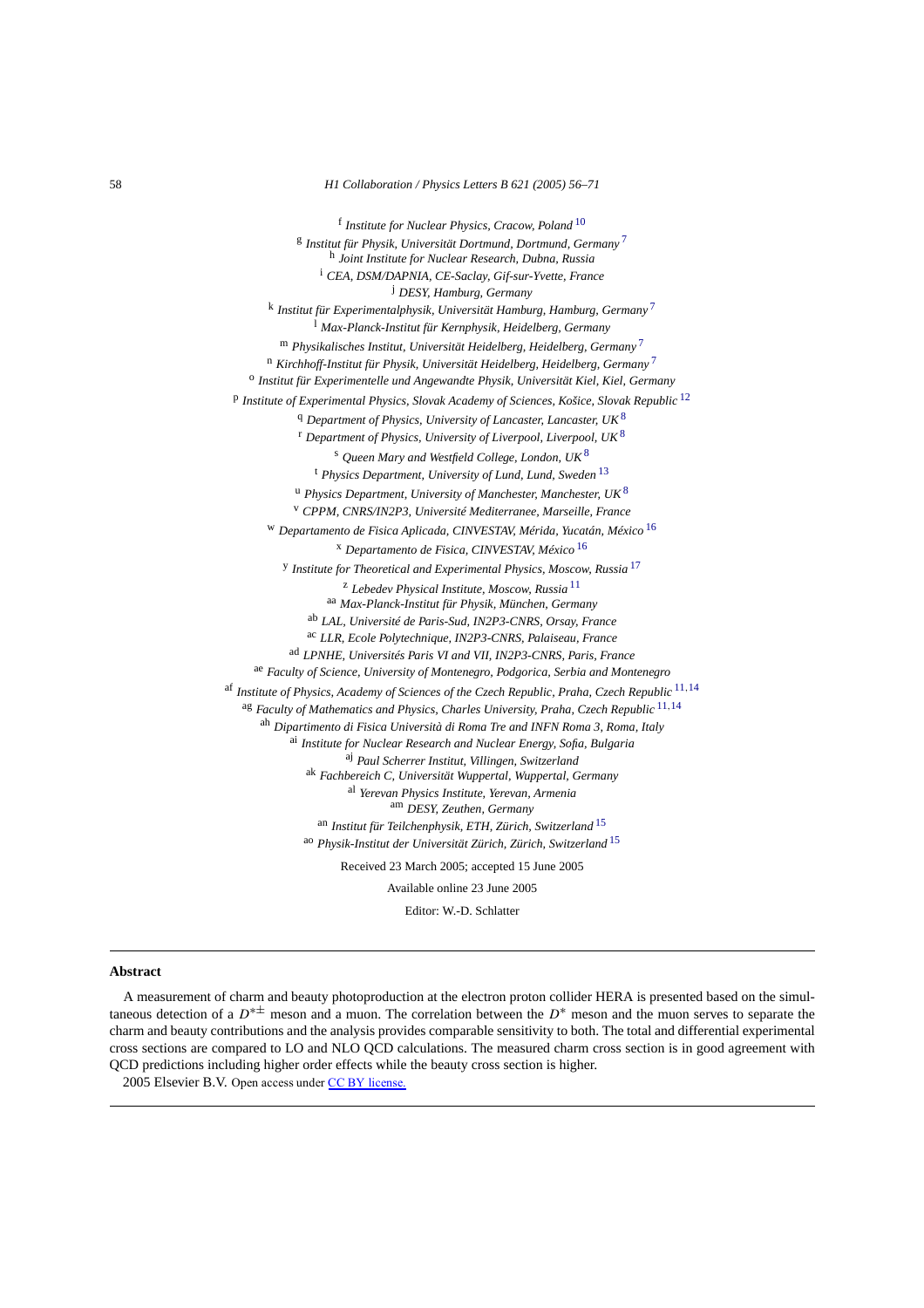<span id="page-3-0"></span><sup>f</sup> *Institute for Nuclear Physics, Cracow, Poland* [10](#page-4-0) <sup>g</sup> *Institut für Physik, Universität Dortmund, Dortmund, Germany* [7](#page-4-0) <sup>h</sup> *Joint Institute for Nuclear Research, Dubna, Russia* <sup>i</sup> *CEA, DSM/DAPNIA, CE-Saclay, Gif-sur-Yvette, France* <sup>j</sup> *DESY, Hamburg, Germany* <sup>k</sup> *Institut für Experimentalphysik, Universität Hamburg, Hamburg, Germany* [7](#page-4-0) <sup>l</sup> *Max-Planck-Institut für Kernphysik, Heidelberg, Germany* <sup>m</sup> *Physikalisches Institut, Universität Heidelberg, Heidelberg, Germany* [7](#page-4-0) <sup>n</sup> *Kirchhoff-Institut für Physik, Universität Heidelberg, Heidelberg, Germany* [7](#page-4-0) <sup>o</sup> *Institut für Experimentelle und Angewandte Physik, Universität Kiel, Kiel, Germany* <sup>p</sup> *Institute of Experimental Physics, Slovak Academy of Sciences, Košice, Slovak Republic* [12](#page-4-0) <sup>q</sup> *Department of Physics, University of Lancaster, Lancaster, UK*[8](#page-4-0) <sup>r</sup> *Department of Physics, University of Liverpool, Liverpool, UK*[8](#page-4-0) <sup>s</sup> *Queen Mary and Westfield College, London, UK*[8](#page-4-0) <sup>t</sup> *Physics Department, University of Lund, Lund, Sweden* [13](#page-4-0) <sup>u</sup> *Physics Department, University of Manchester, Manchester, UK* [8](#page-4-0) <sup>v</sup> *CPPM, CNRS/IN2P3, Université Mediterranee, Marseille, France* <sup>w</sup> *Departamento de Fisica Aplicada, CINVESTAV, Mérida, Yucatán, México* [16](#page-4-0) <sup>x</sup> *Departamento de Fisica, CINVESTAV, México* [16](#page-4-0) <sup>y</sup> *Institute for Theoretical and Experimental Physics, Moscow, Russia* [17](#page-4-0) <sup>z</sup> *Lebedev Physical Institute, Moscow, Russia* [11](#page-4-0) aa *Max-Planck-Institut für Physik, München, Germany* ab *LAL, Université de Paris-Sud, IN2P3-CNRS, Orsay, France* ac *LLR, Ecole Polytechnique, IN2P3-CNRS, Palaiseau, France* ad *LPNHE, Universités Paris VI and VII, IN2P3-CNRS, Paris, France* ae *Faculty of Science, University of Montenegro, Podgorica, Serbia and Montenegro* af *Institute of Physics, Academy of Sciences of the Czech Republic, Praha, Czech Republic* [11](#page-4-0)*,*[14](#page-4-0) ag *Faculty of Mathematics and Physics, Charles University, Praha, Czech Republic* [11](#page-4-0)*,*[14](#page-4-0) ah *Dipartimento di Fisica Università di Roma Tre and INFN Roma 3, Roma, Italy* ai *Institute for Nuclear Research and Nuclear Energy, Sofia, Bulgaria* aj *Paul Scherrer Institut, Villingen, Switzerland* ak *Fachbereich C, Universität Wuppertal, Wuppertal, Germany* al *Yerevan Physics Institute, Yerevan, Armenia* am *DESY, Zeuthen, Germany* an *Institut für Teilchenphysik, ETH, Zürich, Switzerland* [15](#page-4-0) ao *Physik-Institut der Universität Zürich, Zürich, Switzerland* [15](#page-4-0) Received 23 March 2005; accepted 15 June 2005 Available online 23 June 2005

Editor: W.-D. Schlatter

#### **Abstract**

A measurement of charm and beauty photoproduction at the electron proton collider HERA is presented based on the simultaneous detection of a *D*∗± meson and a muon. The correlation between the *D*∗ meson and the muon serves to separate the charm and beauty contributions and the analysis provides comparable sensitivity to both. The total and differential experimental cross sections are compared to LO and NLO QCD calculations. The measured charm cross section is in good agreement with QCD predictions including higher order effects while the beauty cross section is higher. 2005 Elsevier B.V. Open access under [CC BY license.](http://creativecommons.org/licenses/by/3.0/)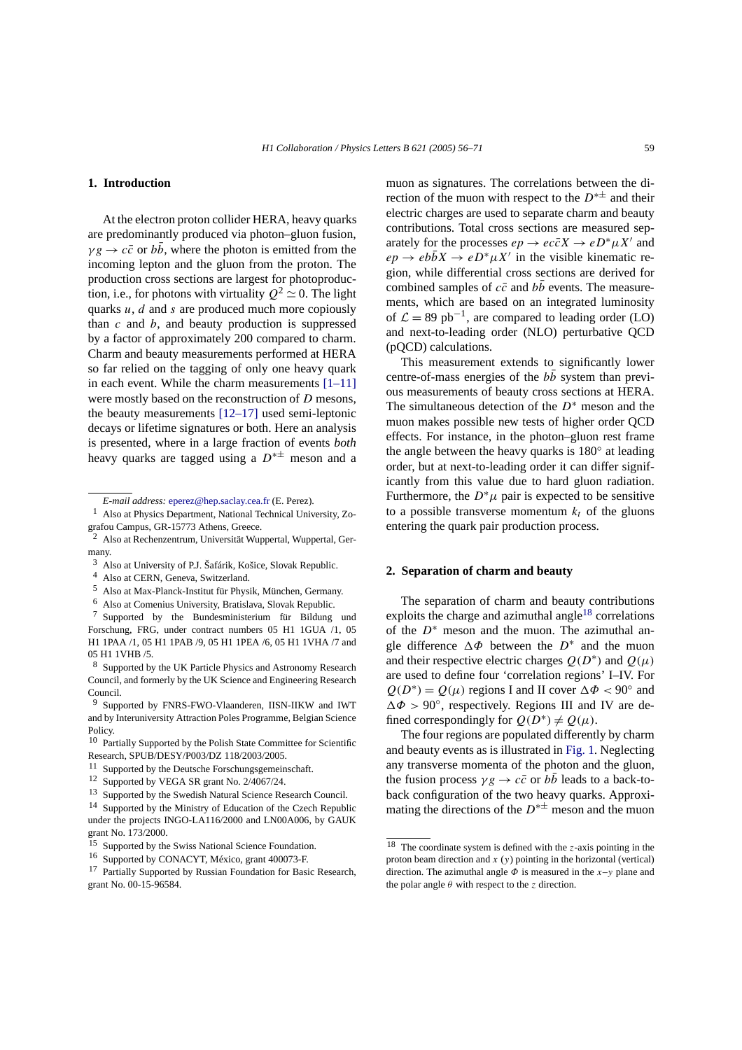# <span id="page-4-0"></span>**1. Introduction**

At the electron proton collider HERA, heavy quarks are predominantly produced via photon–gluon fusion,  $\gamma g \to c\bar{c}$  or  $b\bar{b}$ , where the photon is emitted from the incoming lepton and the gluon from the proton. The production cross sections are largest for photoproduction, i.e., for photons with virtuality  $Q^2 \simeq 0$ . The light quarks *u*, *d* and *s* are produced much more copiously than  $c$  and  $b$ , and beauty production is suppressed by a factor of approximately 200 compared to charm. Charm and beauty measurements performed at HERA so far relied on the tagging of only one heavy quark in each event. While the charm measurements [\[1–11\]](#page-15-0) were mostly based on the reconstruction of *D* mesons, the beauty measurements [\[12–17\]](#page-15-0) used semi-leptonic decays or lifetime signatures or both. Here an analysis is presented, where in a large fraction of events *both* heavy quarks are tagged using a *D*∗± meson and a

<sup>12</sup> Supported by VEGA SR grant No. 2/4067/24.

<sup>14</sup> Supported by the Ministry of Education of the Czech Republic under the projects INGO-LA116/2000 and LN00A006, by GAUK grant No. 173/2000.

muon as signatures. The correlations between the direction of the muon with respect to the *D*∗± and their electric charges are used to separate charm and beauty contributions. Total cross sections are measured separately for the processes  $ep \rightarrow ec\bar{c}X \rightarrow eD^*\mu X'$  and  $ep \rightarrow eb\bar{b}X \rightarrow eD^*\mu X'$  in the visible kinematic region, while differential cross sections are derived for combined samples of  $c\bar{c}$  and  $b\bar{b}$  events. The measurements, which are based on an integrated luminosity of  $\mathcal{L} = 89$  pb<sup>-1</sup>, are compared to leading order (LO) and next-to-leading order (NLO) perturbative QCD (pQCD) calculations.

This measurement extends to significantly lower centre-of-mass energies of the  $b\bar{b}$  system than previous measurements of beauty cross sections at HERA. The simultaneous detection of the *D*∗ meson and the muon makes possible new tests of higher order QCD effects. For instance, in the photon–gluon rest frame the angle between the heavy quarks is 180◦ at leading order, but at next-to-leading order it can differ significantly from this value due to hard gluon radiation. Furthermore, the  $D^*\mu$  pair is expected to be sensitive to a possible transverse momentum  $k_t$  of the gluons entering the quark pair production process.

## **2. Separation of charm and beauty**

The separation of charm and beauty contributions exploits the charge and azimuthal angle<sup>18</sup> correlations of the  $D^*$  meson and the muon. The azimuthal angle difference  $\Delta \Phi$  between the  $D^*$  and the muon and their respective electric charges  $Q(D^*)$  and  $Q(\mu)$ are used to define four 'correlation regions' I–IV. For  $Q(D^*) = Q(\mu)$  regions I and II cover  $\Delta \Phi < 90^\circ$  and *-Φ >* 90◦, respectively. Regions III and IV are defined correspondingly for  $Q(D^*) \neq Q(\mu)$ .

The four regions are populated differently by charm and beauty events as is illustrated in [Fig. 1.](#page-5-0) Neglecting any transverse momenta of the photon and the gluon, the fusion process  $\gamma g \to c\bar{c}$  or  $b\bar{b}$  leads to a back-toback configuration of the two heavy quarks. Approximating the directions of the  $D^{* \pm}$  meson and the muon

*E-mail address:* [eperez@hep.saclay.cea.fr](mailto:eperez@hep.saclay.cea.fr) (E. Perez).

<sup>1</sup> Also at Physics Department, National Technical University, Zografou Campus, GR-15773 Athens, Greece.

<sup>2</sup> Also at Rechenzentrum, Universität Wuppertal, Wuppertal, Germany.

<sup>3</sup> Also at University of P.J. Šafárik, Košice, Slovak Republic.

<sup>4</sup> Also at CERN, Geneva, Switzerland.

<sup>5</sup> Also at Max-Planck-Institut für Physik, München, Germany.

<sup>6</sup> Also at Comenius University, Bratislava, Slovak Republic.

<sup>7</sup> Supported by the Bundesministerium für Bildung und Forschung, FRG, under contract numbers 05 H1 1GUA /1, 05 H1 1PAA /1, 05 H1 1PAB /9, 05 H1 1PEA /6, 05 H1 1VHA /7 and 05 H1 1VHB /5.

<sup>8</sup> Supported by the UK Particle Physics and Astronomy Research Council, and formerly by the UK Science and Engineering Research Council.

<sup>9</sup> Supported by FNRS-FWO-Vlaanderen, IISN-IIKW and IWT and by Interuniversity Attraction Poles Programme, Belgian Science Policy.

<sup>&</sup>lt;sup>10</sup> Partially Supported by the Polish State Committee for Scientific Research, SPUB/DESY/P003/DZ 118/2003/2005.

<sup>&</sup>lt;sup>11</sup> Supported by the Deutsche Forschungsgemeinschaft.

<sup>&</sup>lt;sup>13</sup> Supported by the Swedish Natural Science Research Council.

<sup>15</sup> Supported by the Swiss National Science Foundation.

<sup>16</sup> Supported by CONACYT, México, grant 400073-F.

<sup>17</sup> Partially Supported by Russian Foundation for Basic Research, grant No. 00-15-96584.

<sup>18</sup> The coordinate system is defined with the *z*-axis pointing in the proton beam direction and *x* (*y*) pointing in the horizontal (vertical) direction. The azimuthal angle  $\Phi$  is measured in the *x*-*y* plane and the polar angle  $\theta$  with respect to the *z* direction.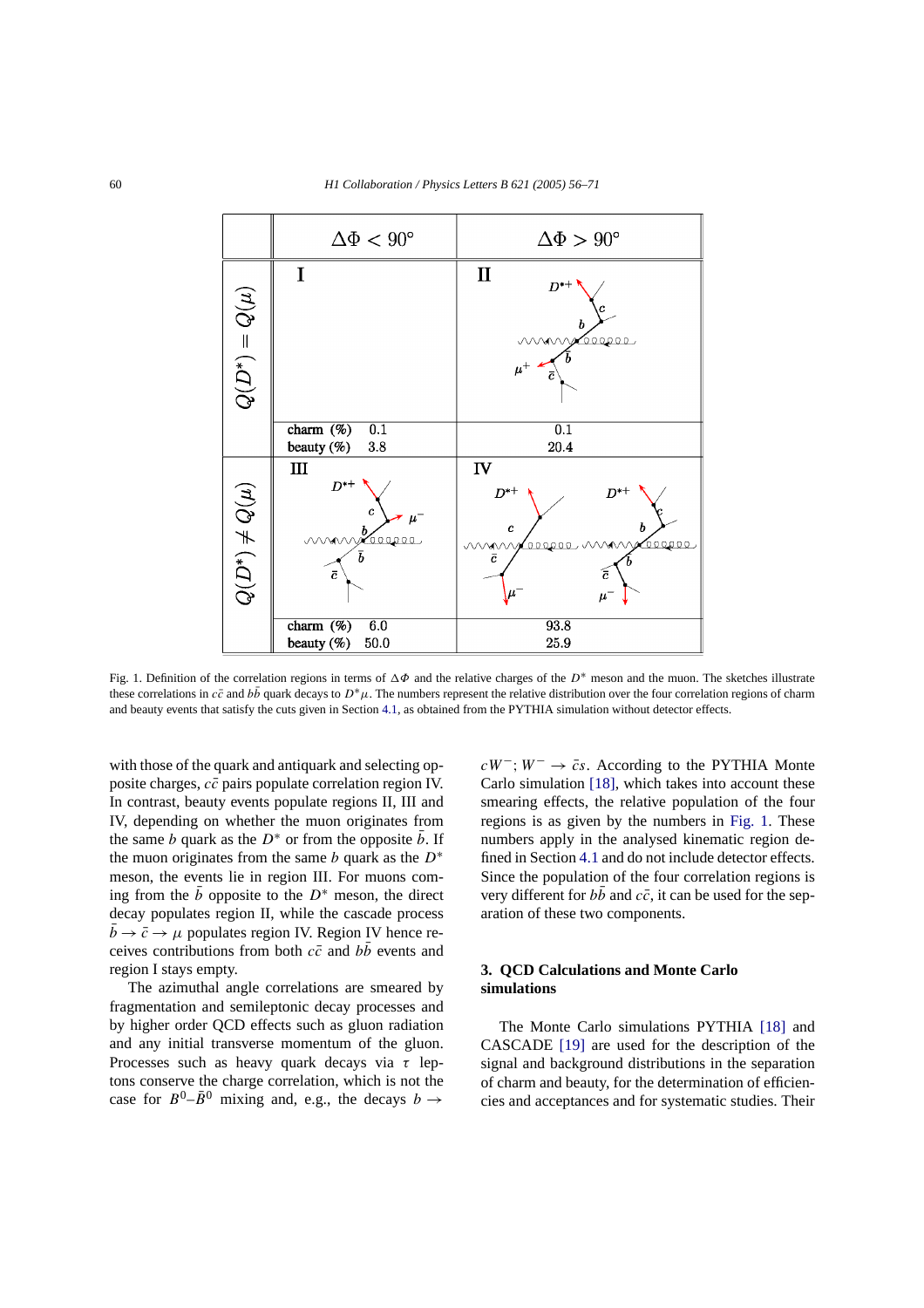<span id="page-5-0"></span>

Fig. 1. Definition of the correlation regions in terms of ΔΦ and the relative charges of the D<sup>∗</sup> meson and the muon. The sketches illustrate these correlations in  $c\bar{c}$  and  $b\bar{b}$  quark decays to  $D^*$ *µ*. The numbers represent the relative distribution over the four correlation regions of charm and beauty events that satisfy the cuts given in Section [4.1,](#page-7-0) as obtained from the PYTHIA simulation without detector effects.

with those of the quark and antiquark and selecting opposite charges,  $c\bar{c}$  pairs populate correlation region IV. In contrast, beauty events populate regions II, III and IV, depending on whether the muon originates from the same *b* quark as the  $D^*$  or from the opposite  $\bar{b}$ . If the muon originates from the same *b* quark as the *D*∗ meson, the events lie in region III. For muons coming from the  $\bar{b}$  opposite to the  $D^*$  meson, the direct decay populates region II, while the cascade process  $\bar{b} \rightarrow \bar{c} \rightarrow \mu$  populates region IV. Region IV hence receives contributions from both  $c\bar{c}$  and  $b\bar{b}$  events and region I stays empty.

The azimuthal angle correlations are smeared by fragmentation and semileptonic decay processes and by higher order QCD effects such as gluon radiation and any initial transverse momentum of the gluon. Processes such as heavy quark decays via *τ* leptons conserve the charge correlation, which is not the case for  $B^0$ – $\bar{B}^0$  mixing and, e.g., the decays *b*  $\rightarrow$ 

 $cW^-$ ;  $W^- \rightarrow \bar{c}s$ . According to the PYTHIA Monte Carlo simulation [\[18\],](#page-15-0) which takes into account these smearing effects, the relative population of the four regions is as given by the numbers in Fig. 1. These numbers apply in the analysed kinematic region defined in Section [4.1](#page-7-0) and do not include detector effects. Since the population of the four correlation regions is very different for  $b\bar{b}$  and  $c\bar{c}$ , it can be used for the separation of these two components.

# **3. QCD Calculations and Monte Carlo simulations**

The Monte Carlo simulations PYTHIA [\[18\]](#page-15-0) and CASCADE [\[19\]](#page-15-0) are used for the description of the signal and background distributions in the separation of charm and beauty, for the determination of efficiencies and acceptances and for systematic studies. Their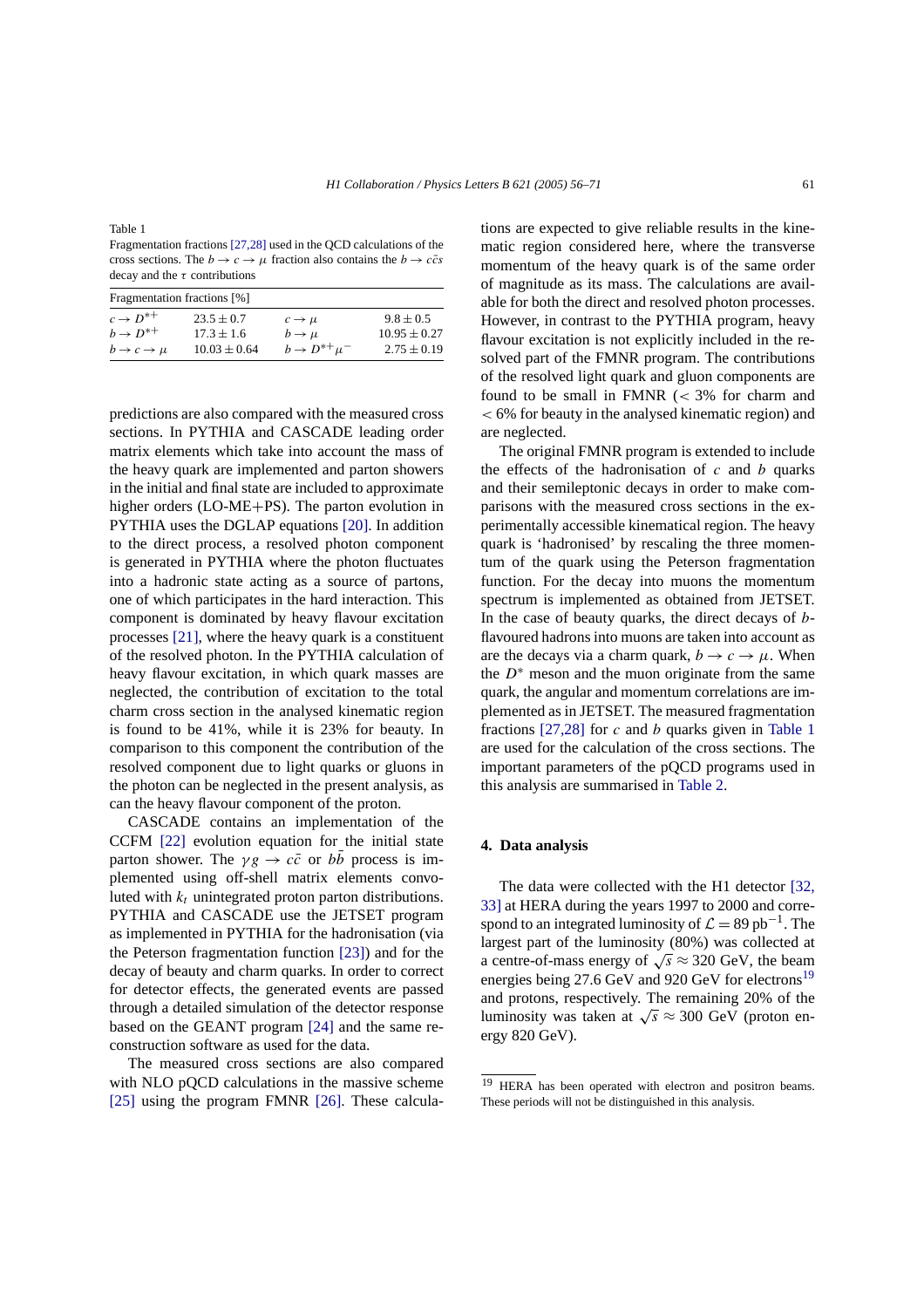Fragmentation fractions [\[27,28\]](#page-15-0) used in the QCD calculations of the cross sections. The  $b \rightarrow c \rightarrow \mu$  fraction also contains the  $b \rightarrow c\bar{c}s$ decay and the *τ* contributions

Table 1

| Fragmentation fractions [%]       |                  |                              |                  |  |  |  |
|-----------------------------------|------------------|------------------------------|------------------|--|--|--|
| $c \rightarrow D^{*+}$            | $23.5 \pm 0.7$   | $c \rightarrow \mu$          | $9.8 \pm 0.5$    |  |  |  |
| $b \rightarrow D^{*+}$            | $17.3 \pm 1.6$   | $b \rightarrow \mu$          | $10.95 \pm 0.27$ |  |  |  |
| $b \rightarrow c \rightarrow \mu$ | $10.03 \pm 0.64$ | $b \rightarrow D^{*+} \mu^-$ | $2.75 \pm 0.19$  |  |  |  |

predictions are also compared with the measured cross sections. In PYTHIA and CASCADE leading order matrix elements which take into account the mass of the heavy quark are implemented and parton showers in the initial and final state are included to approximate higher orders (LO-ME+PS). The parton evolution in PYTHIA uses the DGLAP equations [\[20\].](#page-15-0) In addition to the direct process, a resolved photon component is generated in PYTHIA where the photon fluctuates into a hadronic state acting as a source of partons, one of which participates in the hard interaction. This component is dominated by heavy flavour excitation processes [\[21\],](#page-15-0) where the heavy quark is a constituent of the resolved photon. In the PYTHIA calculation of heavy flavour excitation, in which quark masses are neglected, the contribution of excitation to the total charm cross section in the analysed kinematic region is found to be 41%, while it is 23% for beauty. In comparison to this component the contribution of the resolved component due to light quarks or gluons in the photon can be neglected in the present analysis, as can the heavy flavour component of the proton.

CASCADE contains an implementation of the CCFM [\[22\]](#page-15-0) evolution equation for the initial state parton shower. The  $\gamma g \to c\bar{c}$  or *bb* process is implemented using off-shell matrix elements convoluted with  $k_t$  unintegrated proton parton distributions. PYTHIA and CASCADE use the JETSET program as implemented in PYTHIA for the hadronisation (via the Peterson fragmentation function [\[23\]\)](#page-15-0) and for the decay of beauty and charm quarks. In order to correct for detector effects, the generated events are passed through a detailed simulation of the detector response based on the GEANT program [\[24\]](#page-15-0) and the same reconstruction software as used for the data.

The measured cross sections are also compared with NLO pQCD calculations in the massive scheme [\[25\]](#page-15-0) using the program FMNR [\[26\].](#page-15-0) These calculations are expected to give reliable results in the kinematic region considered here, where the transverse momentum of the heavy quark is of the same order of magnitude as its mass. The calculations are available for both the direct and resolved photon processes. However, in contrast to the PYTHIA program, heavy flavour excitation is not explicitly included in the resolved part of the FMNR program. The contributions of the resolved light quark and gluon components are found to be small in FMNR (*<* 3% for charm and *<* 6% for beauty in the analysed kinematic region) and are neglected.

The original FMNR program is extended to include the effects of the hadronisation of  $c$  and  $b$  quarks and their semileptonic decays in order to make comparisons with the measured cross sections in the experimentally accessible kinematical region. The heavy quark is 'hadronised' by rescaling the three momentum of the quark using the Peterson fragmentation function. For the decay into muons the momentum spectrum is implemented as obtained from JETSET. In the case of beauty quarks, the direct decays of *b*flavoured hadrons into muons are taken into account as are the decays via a charm quark,  $b \to c \to \mu$ . When the  $D^*$  meson and the muon originate from the same quark, the angular and momentum correlations are implemented as in JETSET. The measured fragmentation fractions [\[27,28\]](#page-15-0) for *c* and *b* quarks given in Table 1 are used for the calculation of the cross sections. The important parameters of the pQCD programs used in this analysis are summarised in [Table 2.](#page-7-0)

# **4. Data analysis**

The data were collected with the H1 detector [\[32,](#page-16-0) [33\]](#page-16-0) at HERA during the years 1997 to 2000 and correspond to an integrated luminosity of  $\mathcal{L} = 89$  pb<sup>-1</sup>. The largest part of the luminosity (80%) was collected at a centre-of-mass energy of  $\sqrt{s} \approx 320$  GeV, the beam energies being 27.6 GeV and 920 GeV for electrons<sup>19</sup> and protons, respectively. The remaining 20% of the luminosity was taken at  $\sqrt{s} \approx 300$  GeV (proton energy 820 GeV).

<sup>&</sup>lt;sup>19</sup> HERA has been operated with electron and positron beams. These periods will not be distinguished in this analysis.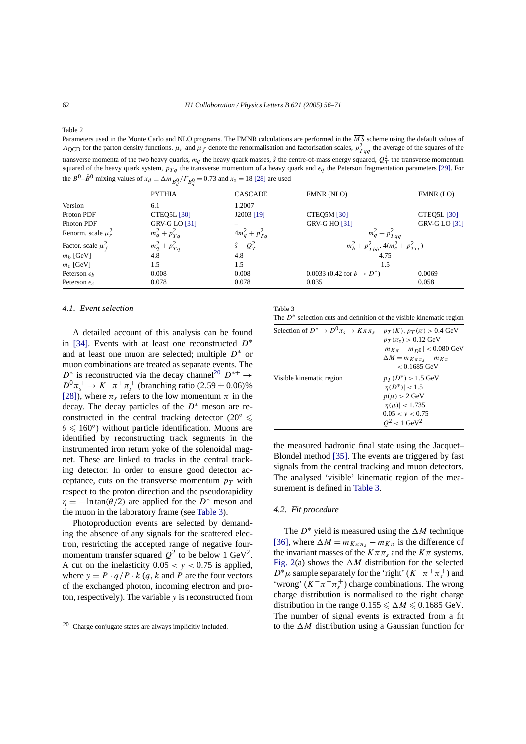<span id="page-7-0"></span>Table 2

Parameters used in the Monte Carlo and NLO programs. The FMNR calculations are performed in the  $\overline{MS}$  scheme using the default values of  $Λ$ <sub>QCD</sub> for the parton density functions. *μ<sub>r</sub>* and *μ<sub>f</sub>* denote the renormalisation and factorisation scales,  $p_{Tq\bar{q}}^2$  the average of the squares of the transverse momenta of the two heavy quarks,  $m_q$  the heavy quark masses,  $\hat{s}$  the centre-of-mass energy squared,  $Q_T^2$  the transverse momentum squared of the heavy quark system,  $p_{Tq}$  the transverse momentum of a heavy quark and  $\epsilon_q$  the Peterson fragmentation parameters [\[29\].](#page-15-0) For the  $B^0 - \bar{B}^0$  mixing values of  $x_d \equiv \Delta m_{B_d^0} / \Gamma_{B_d^0} = 0.73$  and  $x_s = 18$  [\[28\]](#page-15-0) are used

|                         | $\boldsymbol{u}$<br>$\boldsymbol{u}$ |                     |                                                          |                      |
|-------------------------|--------------------------------------|---------------------|----------------------------------------------------------|----------------------|
|                         | <b>PYTHIA</b>                        | CASCADE             | <b>FMNR</b> (NLO)                                        | FMNR (LO)            |
| Version                 | 6.1                                  | 1.2007              |                                                          |                      |
| Proton PDF              | <b>CTEQ5L</b> [30]                   | J2003 [19]          | <b>CTEQ5M [30]</b>                                       | <b>CTEQ5L</b> [30]   |
| Photon PDF              | <b>GRV-G LO [31]</b>                 |                     | <b>GRV-G HO [31]</b>                                     | <b>GRV-G LO [31]</b> |
| Renorm. scale $\mu_r^2$ | $m_q^2 + p_{Tq}^2$                   | $4m_q^2 + p_{Tq}^2$ | $m_q^2 + p_{Tq\bar{q}}^2$                                |                      |
| Factor. scale $\mu_f^2$ | $m_q^2 + p_{Tq}^2$                   | $\hat{s} + Q_T^2$   | $m_b^2 + p_{Tb\bar{b}}^2$ , $4(m_c^2 + p_{Tc\bar{c}}^2)$ |                      |
| $m_b$ [GeV]             | 4.8                                  | 4.8                 | 4.75                                                     |                      |
| $m_c$ [GeV]             | 1.5                                  | 1.5                 | 1.5                                                      |                      |
| Peterson $\epsilon_h$   | 0.008                                | 0.008               | 0.0033 (0.42 for $b \to D^*$ )                           | 0.0069               |
| Peterson $\epsilon_c$   | 0.078                                | 0.078               | 0.035                                                    | 0.058                |
|                         |                                      |                     |                                                          |                      |

# *4.1. Event selection*

A detailed account of this analysis can be found in [\[34\].](#page-16-0) Events with at least one reconstructed *D*∗ and at least one muon are selected; multiple *D*∗ or muon combinations are treated as separate events. The  $D^*$  is reconstructed via the decay channel<sup>20</sup>  $D^{*+} \rightarrow$  $D^0 \pi_s^+ \to K^- \pi^+ \pi_s^+$  (branching ratio  $(2.59 \pm 0.06)$ % [\[28\]\)](#page-15-0), where  $\pi_s$  refers to the low momentum  $\pi$  in the decay. The decay particles of the *D*∗ meson are reconstructed in the central tracking detector (20°  $\leq$  $\theta \le 160°$ ) without particle identification. Muons are identified by reconstructing track segments in the instrumented iron return yoke of the solenoidal magnet. These are linked to tracks in the central tracking detector. In order to ensure good detector acceptance, cuts on the transverse momentum  $p<sub>T</sub>$  with respect to the proton direction and the pseudorapidity  $\eta = -\ln \tan(\theta/2)$  are applied for the *D*<sup>\*</sup> meson and the muon in the laboratory frame (see Table 3).

Photoproduction events are selected by demanding the absence of any signals for the scattered electron, restricting the accepted range of negative fourmomentum transfer squared  $Q^2$  to be below 1 GeV<sup>2</sup>. A cut on the inelasticity  $0.05 < y < 0.75$  is applied, where  $y = P \cdot q / P \cdot k$  (*q*, *k* and *P* are the four vectors of the exchanged photon, incoming electron and proton, respectively). The variable *y* is reconstructed from Table 3

|  |  |  |  |  |  |  |  | The $D^*$ selection cuts and definition of the visible kinematic region |  |
|--|--|--|--|--|--|--|--|-------------------------------------------------------------------------|--|
|--|--|--|--|--|--|--|--|-------------------------------------------------------------------------|--|

| Selection of $D^* \to D^0 \pi_s \to K \pi \pi_s$ | $p_T(K), p_T(\pi) > 0.4$ GeV               |
|--------------------------------------------------|--------------------------------------------|
|                                                  | $p_T(\pi_s) > 0.12 \text{ GeV}$            |
|                                                  | $ m_{K\pi} - m_{D^0}  < 0.080 \text{ GeV}$ |
|                                                  | $\Delta M = m_{K\pi\pi} - m_{K\pi}$        |
|                                                  | $< 0.1685$ GeV                             |
| Visible kinematic region                         | $p_T(D^*) > 1.5$ GeV                       |
|                                                  | $ \eta(D^*)  < 1.5$                        |
|                                                  | $p(\mu) > 2$ GeV                           |
|                                                  | $ \eta(\mu)  < 1.735$                      |
|                                                  | 0.05 < y < 0.75                            |
|                                                  | $Q^2 < 1$ GeV <sup>2</sup>                 |

the measured hadronic final state using the Jacquet– Blondel method [\[35\].](#page-16-0) The events are triggered by fast signals from the central tracking and muon detectors. The analysed 'visible' kinematic region of the measurement is defined in Table 3.

#### *4.2. Fit procedure*

The  $D^*$  yield is measured using the  $\Delta M$  technique [\[36\],](#page-16-0) where  $\Delta M = m_{K\pi\pi_s} - m_{K\pi}$  is the difference of the invariant masses of the  $K\pi\pi_s$  and the  $K\pi$  systems. [Fig. 2\(](#page-9-0)a) shows the  $\Delta M$  distribution for the selected  $D^*$  $\mu$  sample separately for the 'right' ( $K^-\pi^+\pi^+$ ) and 'wrong' ( $K^-\pi^-\pi^+_s$ ) charge combinations. The wrong charge distribution is normalised to the right charge distribution in the range  $0.155 \leq \Delta M \leq 0.1685$  GeV. The number of signal events is extracted from a fit to the  $\Delta M$  distribution using a Gaussian function for

<sup>20</sup> Charge conjugate states are always implicitly included.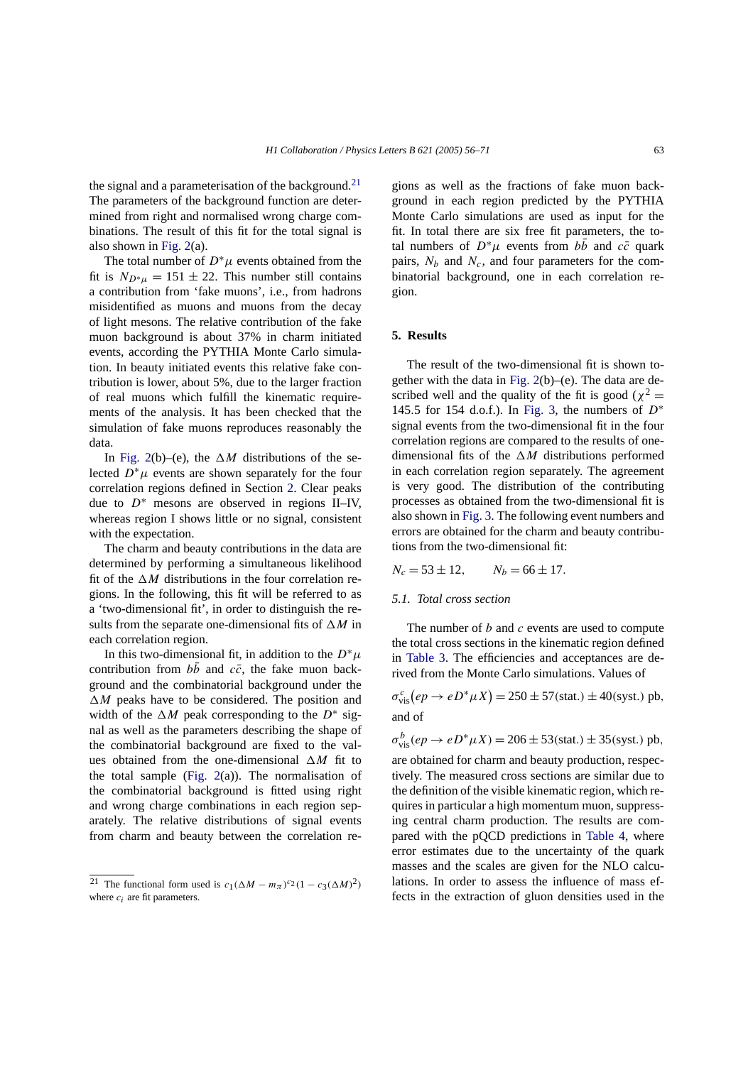the signal and a parameterisation of the background.<sup>21</sup> The parameters of the background function are determined from right and normalised wrong charge combinations. The result of this fit for the total signal is also shown in [Fig. 2\(](#page-9-0)a).

The total number of  $D^*\mu$  events obtained from the fit is  $N_{D^*\mu} = 151 \pm 22$ . This number still contains a contribution from 'fake muons', i.e., from hadrons misidentified as muons and muons from the decay of light mesons. The relative contribution of the fake muon background is about 37% in charm initiated events, according the PYTHIA Monte Carlo simulation. In beauty initiated events this relative fake contribution is lower, about 5%, due to the larger fraction of real muons which fulfill the kinematic requirements of the analysis. It has been checked that the simulation of fake muons reproduces reasonably the data.

In [Fig. 2\(](#page-9-0)b)–(e), the  $\Delta M$  distributions of the selected  $D^*$ <sub>*µ*</sub> events are shown separately for the four correlation regions defined in Section [2.](#page-4-0) Clear peaks due to *D*∗ mesons are observed in regions II–IV, whereas region I shows little or no signal, consistent with the expectation.

The charm and beauty contributions in the data are determined by performing a simultaneous likelihood fit of the  $\Delta M$  distributions in the four correlation regions. In the following, this fit will be referred to as a 'two-dimensional fit', in order to distinguish the results from the separate one-dimensional fits of  $\Delta M$  in each correlation region.

In this two-dimensional fit, in addition to the  $D^*$ µ contribution from  $b\bar{b}$  and  $c\bar{c}$ , the fake muon background and the combinatorial background under the  $\Delta M$  peaks have to be considered. The position and width of the  $\Delta M$  peak corresponding to the  $D^*$  signal as well as the parameters describing the shape of the combinatorial background are fixed to the values obtained from the one-dimensional  $\Delta M$  fit to the total sample (Fig.  $2(a)$ ). The normalisation of the combinatorial background is fitted using right and wrong charge combinations in each region separately. The relative distributions of signal events from charm and beauty between the correlation re-

gions as well as the fractions of fake muon background in each region predicted by the PYTHIA Monte Carlo simulations are used as input for the fit. In total there are six free fit parameters, the total numbers of  $D^*\mu$  events from  $b\bar{b}$  and  $c\bar{c}$  quark pairs,  $N_b$  and  $N_c$ , and four parameters for the combinatorial background, one in each correlation region.

# **5. Results**

The result of the two-dimensional fit is shown together with the data in Fig.  $2(b)$ –(e). The data are described well and the quality of the fit is good ( $\chi^2$  = 145*.*5 for 154 d.o.f.). In [Fig. 3,](#page-10-0) the numbers of *D*∗ signal events from the two-dimensional fit in the four correlation regions are compared to the results of onedimensional fits of the  $\Delta M$  distributions performed in each correlation region separately. The agreement is very good. The distribution of the contributing processes as obtained from the two-dimensional fit is also shown in [Fig. 3.](#page-10-0) The following event numbers and errors are obtained for the charm and beauty contributions from the two-dimensional fit:

$$
N_c = 53 \pm 12, \qquad N_b = 66 \pm 17.
$$

#### *5.1. Total cross section*

The number of *b* and *c* events are used to compute the total cross sections in the kinematic region defined in [Table 3.](#page-7-0) The efficiencies and acceptances are derived from the Monte Carlo simulations. Values of

$$
\sigma_{\text{vis}}^c(ep \to eD^*\mu X) = 250 \pm 57 \text{(stat.)} \pm 40 \text{(syst.) pb},
$$
  
and of

$$
\sigma_{\rm vis}^b(ep \to eD^*\mu X) = 206 \pm 53(stat.) \pm 35(syst.) \text{ pb},
$$

are obtained for charm and beauty production, respectively. The measured cross sections are similar due to the definition of the visible kinematic region, which requires in particular a high momentum muon, suppressing central charm production. The results are compared with the pQCD predictions in [Table 4,](#page-10-0) where error estimates due to the uncertainty of the quark masses and the scales are given for the NLO calculations. In order to assess the influence of mass effects in the extraction of gluon densities used in the

<sup>21</sup> The functional form used is  $c_1(\Delta M - m_\pi)^{c_2}(1 - c_3(\Delta M)^2)$ where  $c_i$  are fit parameters.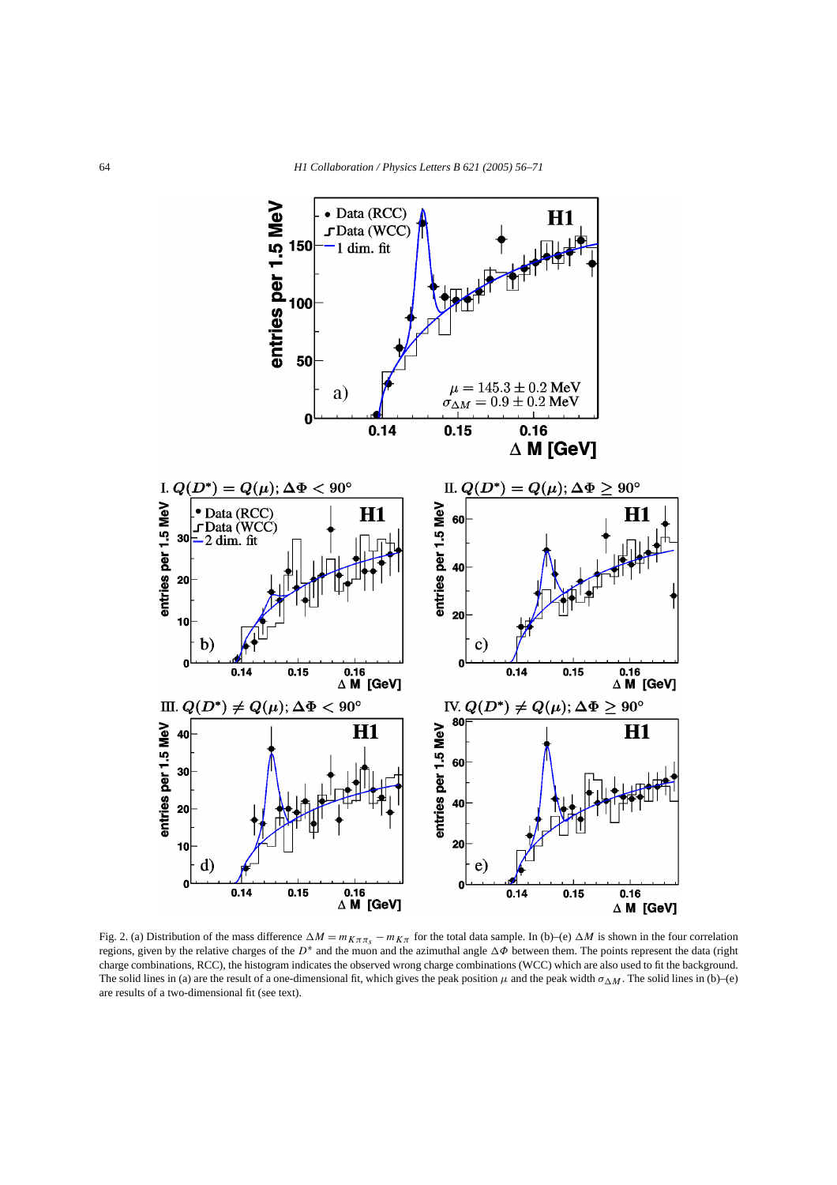<span id="page-9-0"></span>

Fig. 2. (a) Distribution of the mass difference  $\Delta M = m_{K\pi\pi_s} - m_{K\pi}$  for the total data sample. In (b)–(e)  $\Delta M$  is shown in the four correlation regions, given by the relative charges of the *D*∗ and the muon and the azimuthal angle *-Φ* between them. The points represent the data (right charge combinations, RCC), the histogram indicates the observed wrong charge combinations (WCC) which are also used to fit the background. The solid lines in (a) are the result of a one-dimensional fit, which gives the peak position  $\mu$  and the peak width  $\sigma_{\Delta M}$ . The solid lines in (b)–(e) are results of a two-dimensional fit (see text).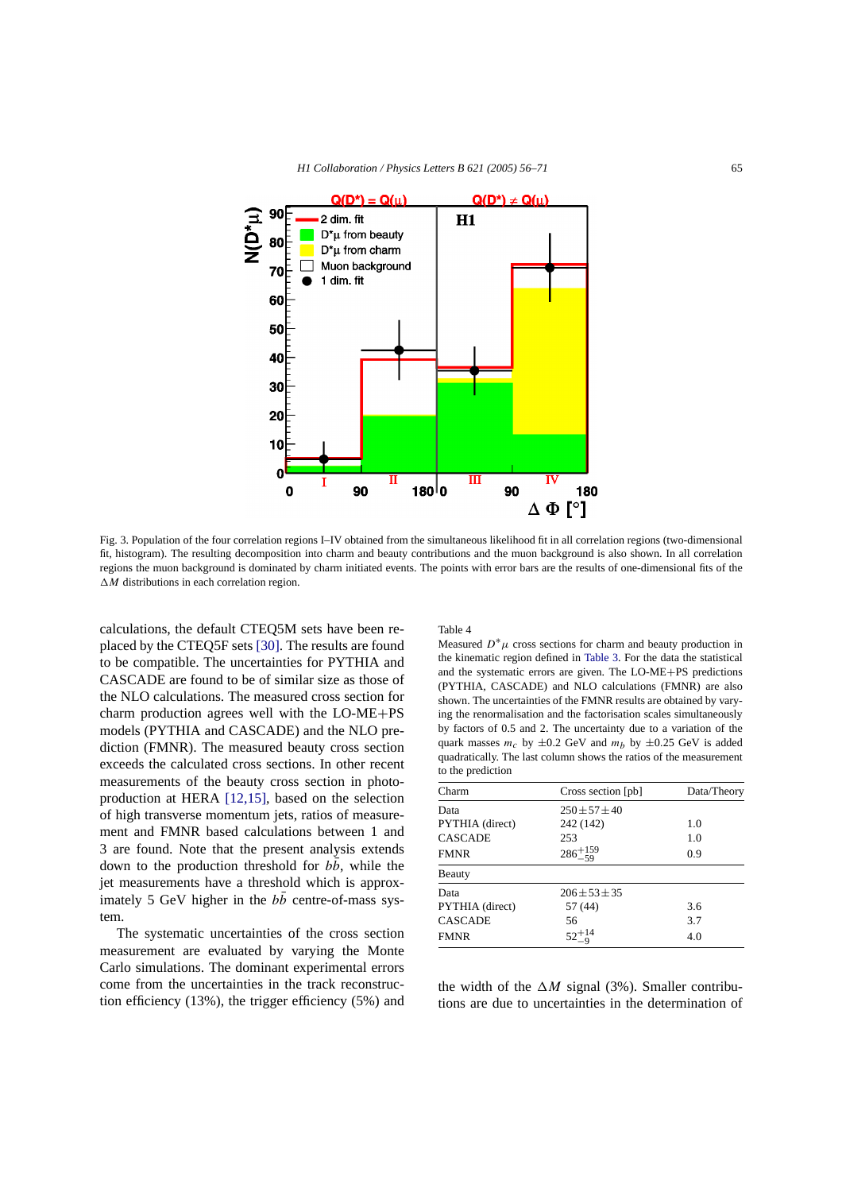<span id="page-10-0"></span>

Fig. 3. Population of the four correlation regions I–IV obtained from the simultaneous likelihood fit in all correlation regions (two-dimensional fit, histogram). The resulting decomposition into charm and beauty contributions and the muon background is also shown. In all correlation regions the muon background is dominated by charm initiated events. The points with error bars are the results of one-dimensional fits of the *-M* distributions in each correlation region.

calculations, the default CTEQ5M sets have been replaced by the CTEQ5F sets [\[30\].](#page-15-0) The results are found to be compatible. The uncertainties for PYTHIA and CASCADE are found to be of similar size as those of the NLO calculations. The measured cross section for charm production agrees well with the LO-ME+PS models (PYTHIA and CASCADE) and the NLO prediction (FMNR). The measured beauty cross section exceeds the calculated cross sections. In other recent measurements of the beauty cross section in photoproduction at HERA [\[12,15\],](#page-15-0) based on the selection of high transverse momentum jets, ratios of measurement and FMNR based calculations between 1 and 3 are found. Note that the present analysis extends down to the production threshold for  $b\bar{b}$ , while the jet measurements have a threshold which is approximately 5 GeV higher in the  $b\bar{b}$  centre-of-mass system.

The systematic uncertainties of the cross section measurement are evaluated by varying the Monte Carlo simulations. The dominant experimental errors come from the uncertainties in the track reconstruction efficiency (13%), the trigger efficiency (5%) and

#### Table 4

Measured  $D^*$ µ cross sections for charm and beauty production in the kinematic region defined in [Table 3.](#page-7-0) For the data the statistical and the systematic errors are given. The LO-ME+PS predictions (PYTHIA, CASCADE) and NLO calculations (FMNR) are also shown. The uncertainties of the FMNR results are obtained by varying the renormalisation and the factorisation scales simultaneously by factors of 0.5 and 2. The uncertainty due to a variation of the quark masses  $m_c$  by  $\pm 0.2$  GeV and  $m_b$  by  $\pm 0.25$  GeV is added quadratically. The last column shows the ratios of the measurement to the prediction

| Charm           | Cross section [pb] | Data/Theory |  |
|-----------------|--------------------|-------------|--|
| Data            | $250 + 57 + 40$    |             |  |
| PYTHIA (direct) | 242 (142)          | 1.0         |  |
| <b>CASCADE</b>  | 253                | 1.0         |  |
| <b>FMNR</b>     | $286^{+159}_{-59}$ | 0.9         |  |
| Beauty          |                    |             |  |
| Data            | $206 + 53 + 35$    |             |  |
| PYTHIA (direct) | 57 (44)            | 3.6         |  |
| <b>CASCADE</b>  | 56                 | 3.7         |  |
| <b>FMNR</b>     | $52^{+14}$         | 4.0         |  |

the width of the  $\Delta M$  signal (3%). Smaller contributions are due to uncertainties in the determination of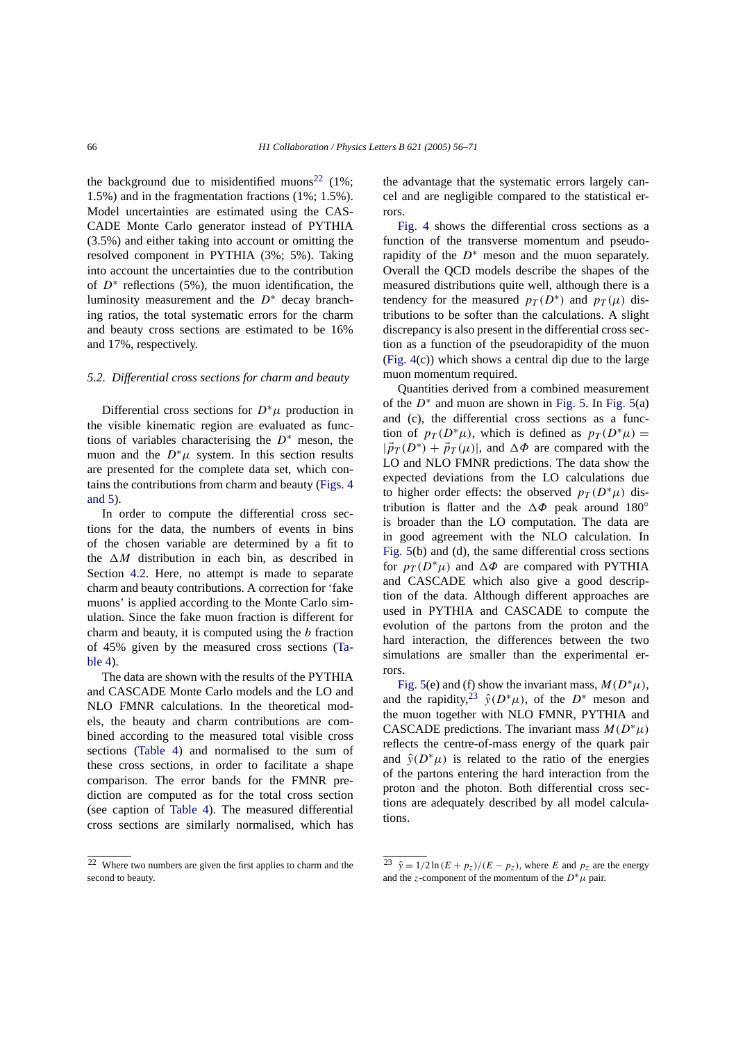the background due to misidentified muons<sup>22</sup> (1%; 1.5%) and in the fragmentation fractions (1%; 1.5%). Model uncertainties are estimated using the CAS-CADE Monte Carlo generator instead of PYTHIA (3.5%) and either taking into account or omitting the resolved component in PYTHIA (3%; 5%). Taking into account the uncertainties due to the contribution of  $D^*$  reflections (5%), the muon identification, the luminosity measurement and the *D*∗ decay branching ratios, the total systematic errors for the charm and beauty cross sections are estimated to be 16% and 17%, respectively.

# *5.2. Differential cross sections for charm and beauty*

Differential cross sections for  $D^*\mu$  production in the visible kinematic region are evaluated as functions of variables characterising the  $D^*$  meson, the muon and the  $D^*$ *u* system. In this section results are presented for the complete data set, which contains the contributions from charm and beauty [\(Figs. 4](#page-12-0) [and 5\)](#page-12-0).

In order to compute the differential cross sections for the data, the numbers of events in bins of the chosen variable are determined by a fit to the  $\Delta M$  distribution in each bin, as described in Section [4.2.](#page-7-0) Here, no attempt is made to separate charm and beauty contributions. A correction for 'fake muons' is applied according to the Monte Carlo simulation. Since the fake muon fraction is different for charm and beauty, it is computed using the *b* fraction of 45% given by the measured cross sections [\(Ta](#page-10-0)[ble 4\)](#page-10-0).

The data are shown with the results of the PYTHIA and CASCADE Monte Carlo models and the LO and NLO FMNR calculations. In the theoretical models, the beauty and charm contributions are combined according to the measured total visible cross sections [\(Table 4\)](#page-10-0) and normalised to the sum of these cross sections, in order to facilitate a shape comparison. The error bands for the FMNR prediction are computed as for the total cross section (see caption of [Table 4\)](#page-10-0). The measured differential cross sections are similarly normalised, which has

the advantage that the systematic errors largely cancel and are negligible compared to the statistical errors.

[Fig. 4](#page-12-0) shows the differential cross sections as a function of the transverse momentum and pseudorapidity of the *D*∗ meson and the muon separately. Overall the QCD models describe the shapes of the measured distributions quite well, although there is a tendency for the measured  $p_T(D^*)$  and  $p_T(\mu)$  distributions to be softer than the calculations. A slight discrepancy is also present in the differential cross section as a function of the pseudorapidity of the muon [\(Fig. 4\(](#page-12-0)c)) which shows a central dip due to the large muon momentum required.

Quantities derived from a combined measurement of the  $D^*$  and muon are shown in [Fig. 5.](#page-13-0) In [Fig. 5\(](#page-13-0)a) and (c), the differential cross sections as a function of  $p_T(D^*\mu)$ , which is defined as  $p_T(D^*\mu)$  =  $|\vec{p}_T(D^*) + \vec{p}_T(\mu)|$ , and  $\Delta \Phi$  are compared with the LO and NLO FMNR predictions. The data show the expected deviations from the LO calculations due to higher order effects: the observed  $p_T(D^*\mu)$  distribution is flatter and the  $\Delta \Phi$  peak around 180<sup>°</sup> is broader than the LO computation. The data are in good agreement with the NLO calculation. In [Fig. 5\(](#page-13-0)b) and (d), the same differential cross sections for  $p_T(D^*\mu)$  and  $\Delta\Phi$  are compared with PYTHIA and CASCADE which also give a good description of the data. Although different approaches are used in PYTHIA and CASCADE to compute the evolution of the partons from the proton and the hard interaction, the differences between the two simulations are smaller than the experimental errors.

[Fig. 5\(](#page-13-0)e) and (f) show the invariant mass,  $M(D^*\mu)$ , and the rapidity,<sup>23</sup>  $\hat{y}(D^*\mu)$ , of the  $D^*$  meson and the muon together with NLO FMNR, PYTHIA and CASCADE predictions. The invariant mass  $M(D^*\mu)$ reflects the centre-of-mass energy of the quark pair and  $\hat{v}(D^*\mu)$  is related to the ratio of the energies of the partons entering the hard interaction from the proton and the photon. Both differential cross sections are adequately described by all model calculations.

<sup>22</sup> Where two numbers are given the first applies to charm and the second to beauty.

<sup>&</sup>lt;sup>23</sup>  $\hat{y} = 1/2 \ln (E + p_z)/(E - p_z)$ , where *E* and  $p_z$  are the energy and the *z*-component of the momentum of the  $D^*$   $\mu$  pair.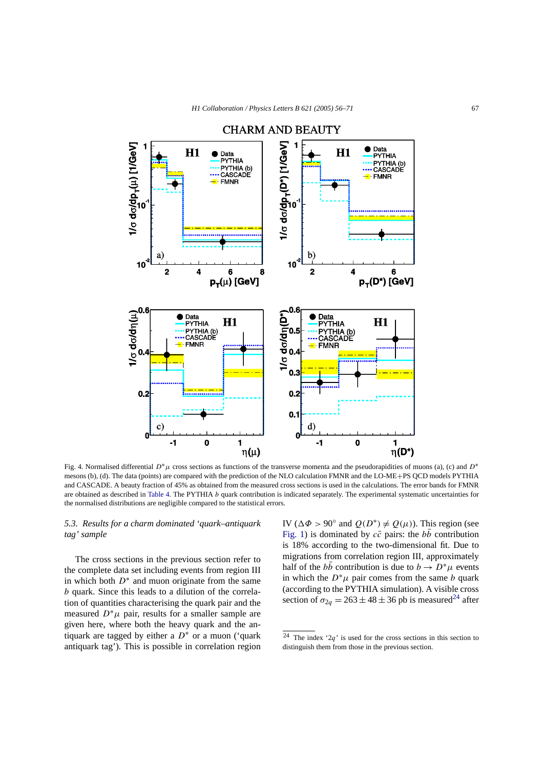<span id="page-12-0"></span>

# **CHARM AND BEAUTY**

Fig. 4. Normalised differential *D*∗*µ* cross sections as functions of the transverse momenta and the pseudorapidities of muons (a), (c) and *D*∗ mesons (b), (d). The data (points) are compared with the prediction of the NLO calculation FMNR and the LO-ME+PS QCD models PYTHIA and CASCADE. A beauty fraction of 45% as obtained from the measured cross sections is used in the calculations. The error bands for FMNR are obtained as described in [Table 4.](#page-10-0) The PYTHIA *b* quark contribution is indicated separately. The experimental systematic uncertainties for the normalised distributions are negligible compared to the statistical errors.

# *5.3. Results for a charm dominated 'quark–antiquark tag' sample*

The cross sections in the previous section refer to the complete data set including events from region III in which both  $D^*$  and muon originate from the same *b* quark. Since this leads to a dilution of the correlation of quantities characterising the quark pair and the measured  $D^*\mu$  pair, results for a smaller sample are given here, where both the heavy quark and the antiquark are tagged by either a *D*∗ or a muon ('quark antiquark tag'). This is possible in correlation region

IV ( $\Delta \Phi > 90^\circ$  and  $Q(D^*) \neq Q(\mu)$ ). This region (see [Fig. 1\)](#page-5-0) is dominated by  $c\bar{c}$  pairs: the  $b\bar{b}$  contribution is 18% according to the two-dimensional fit. Due to migrations from correlation region III, approximately half of the  $b\bar{b}$  contribution is due to  $b \to D^*\mu$  events in which the  $D^*\mu$  pair comes from the same *b* quark (according to the PYTHIA simulation). A visible cross section of  $\sigma_{2q} = 263 \pm 48 \pm 36$  pb is measured<sup>24</sup> after

<sup>&</sup>lt;sup>24</sup> The index '2*q*' is used for the cross sections in this section to distinguish them from those in the previous section.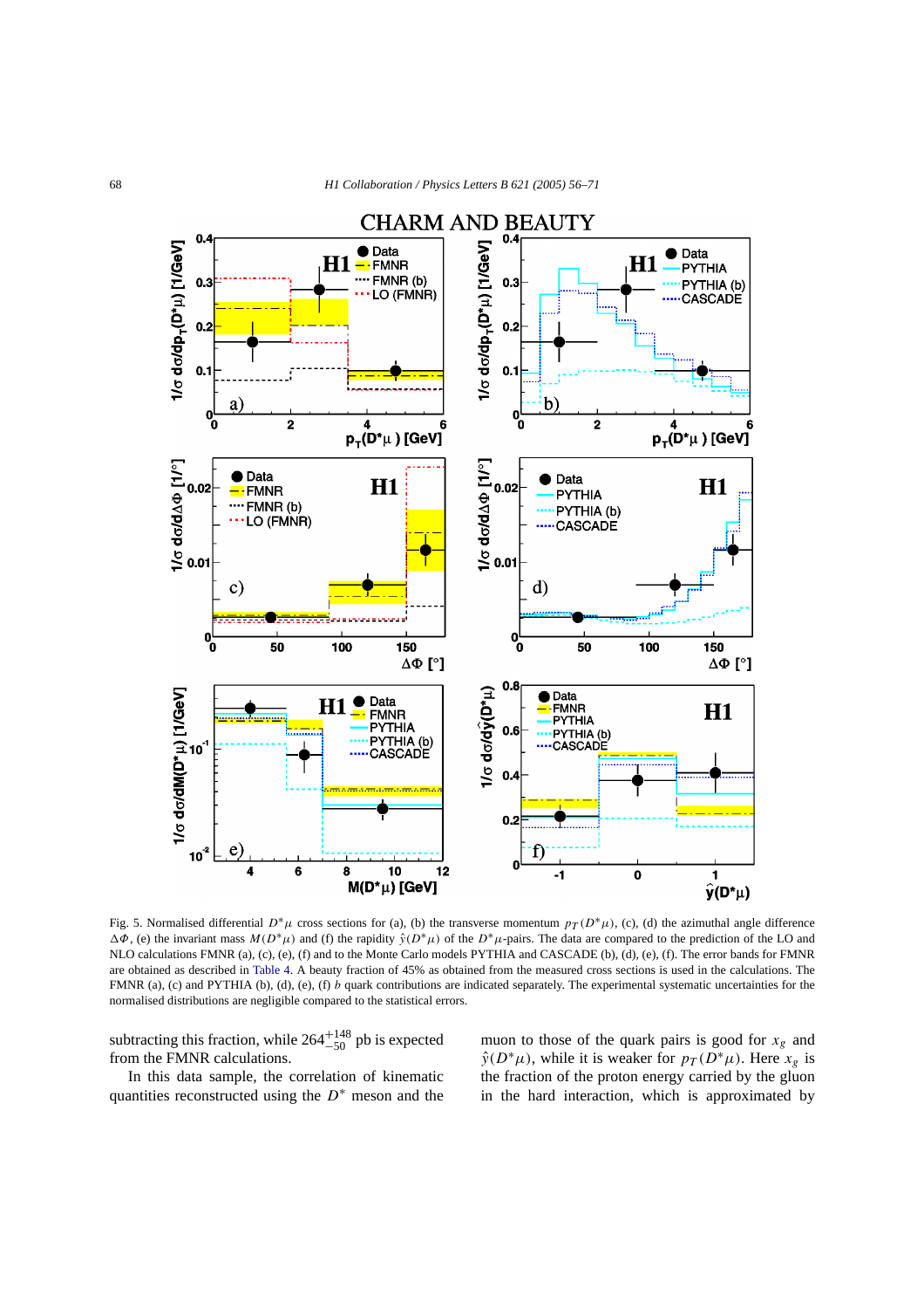<span id="page-13-0"></span>

Fig. 5. Normalised differential  $D^*\mu$  cross sections for (a), (b) the transverse momentum  $p_T(D^*\mu)$ , (c), (d) the azimuthal angle difference  $\Delta \Phi$ , (e) the invariant mass *M(D*<sup>\*</sup>*µ)* and (f) the rapidity  $\hat{y}(D^*\mu)$  of the *D*<sup>\*</sup>*µ*-pairs. The data are compared to the prediction of the LO and NLO calculations FMNR (a), (c), (e), (f) and to the Monte Carlo models PYTHIA and CASCADE (b), (d), (e), (f). The error bands for FMNR are obtained as described in [Table 4.](#page-10-0) A beauty fraction of 45% as obtained from the measured cross sections is used in the calculations. The FMNR (a), (c) and PYTHIA (b), (d), (e), (f) *b* quark contributions are indicated separately. The experimental systematic uncertainties for the normalised distributions are negligible compared to the statistical errors.

subtracting this fraction, while  $264^{+148}_{-50}$  pb is expected from the FMNR calculations.

In this data sample, the correlation of kinematic quantities reconstructed using the  $D^*$  meson and the

muon to those of the quark pairs is good for  $x_g$  and  $\hat{y}(D^*\mu)$ , while it is weaker for  $p_T(D^*\mu)$ . Here  $x_g$  is the fraction of the proton energy carried by the gluon in the hard interaction, which is approximated by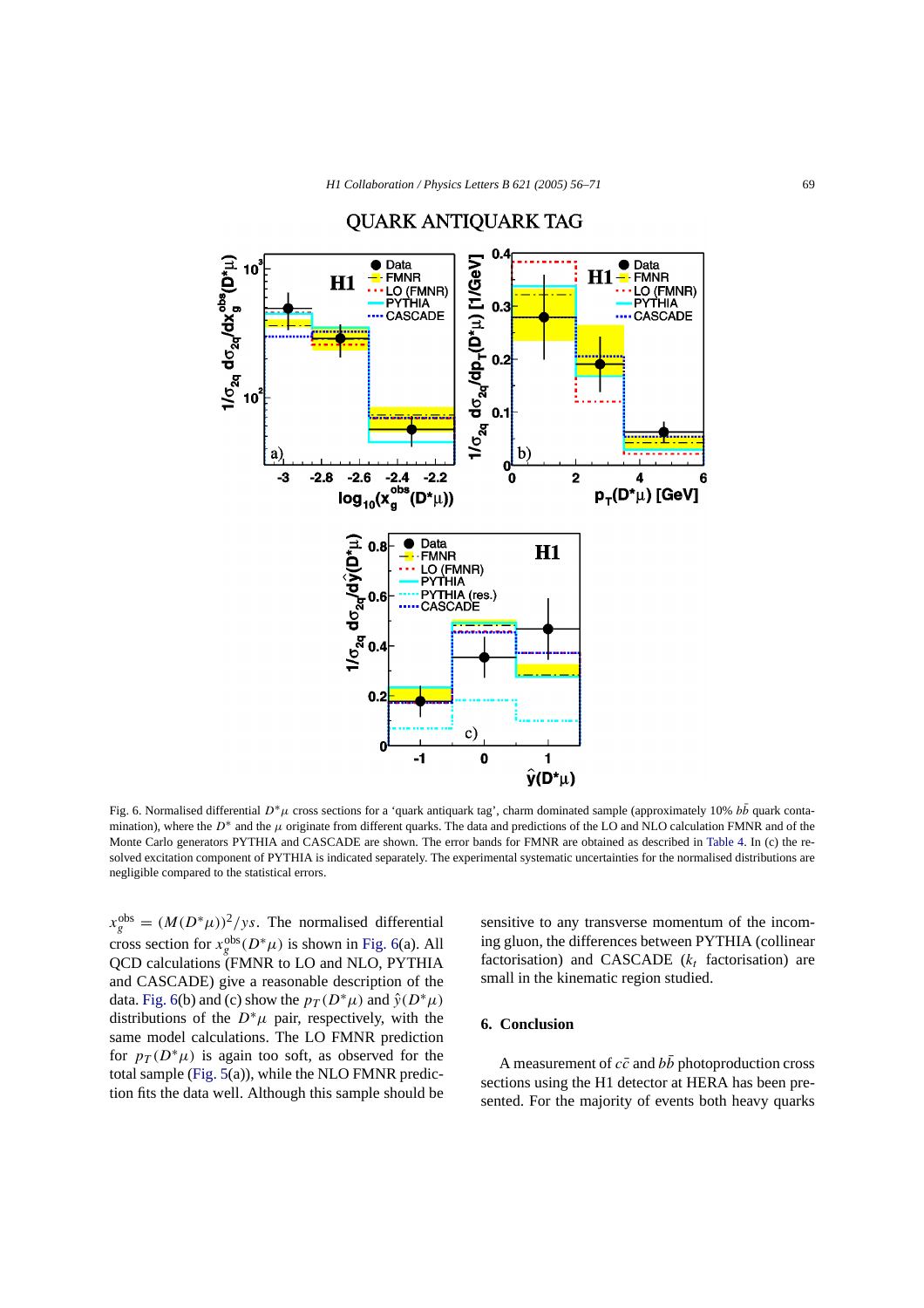

# **QUARK ANTIQUARK TAG**

Fig. 6. Normalised differential *D*∗*µ* cross sections for a 'quark antiquark tag', charm dominated sample (approximately 10% *bb*¯ quark contamination), where the  $D^*$  and the  $\mu$  originate from different quarks. The data and predictions of the LO and NLO calculation FMNR and of the Monte Carlo generators PYTHIA and CASCADE are shown. The error bands for FMNR are obtained as described in [Table 4.](#page-10-0) In (c) the resolved excitation component of PYTHIA is indicated separately. The experimental systematic uncertainties for the normalised distributions are negligible compared to the statistical errors.

 $x_g^{\text{obs}} = (M(D^*\mu))^2 / ys$ . The normalised differential cross section for  $x_g^{\text{obs}}(D^*\mu)$  is shown in Fig. 6(a). All QCD calculations (FMNR to LO and NLO, PYTHIA and CASCADE) give a reasonable description of the data. Fig. 6(b) and (c) show the  $p_T(D^*\mu)$  and  $\hat{y}(D^*\mu)$ distributions of the  $D^*\mu$  pair, respectively, with the same model calculations. The LO FMNR prediction for  $p_T(D^*\mu)$  is again too soft, as observed for the total sample [\(Fig. 5\(](#page-13-0)a)), while the NLO FMNR prediction fits the data well. Although this sample should be

sensitive to any transverse momentum of the incoming gluon, the differences between PYTHIA (collinear factorisation) and CASCADE  $(k<sub>t</sub>$  factorisation) are small in the kinematic region studied.

# **6. Conclusion**

A measurement of  $c\bar{c}$  and  $b\bar{b}$  photoproduction cross sections using the H1 detector at HERA has been presented. For the majority of events both heavy quarks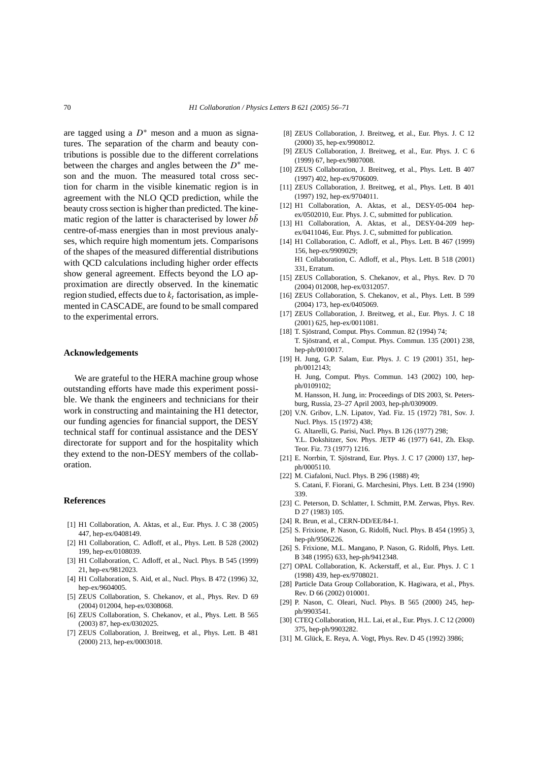<span id="page-15-0"></span>are tagged using a *D*∗ meson and a muon as signatures. The separation of the charm and beauty contributions is possible due to the different correlations between the charges and angles between the *D*∗ meson and the muon. The measured total cross section for charm in the visible kinematic region is in agreement with the NLO QCD prediction, while the beauty cross section is higher than predicted. The kinematic region of the latter is characterised by lower *bb* centre-of-mass energies than in most previous analyses, which require high momentum jets. Comparisons of the shapes of the measured differential distributions with OCD calculations including higher order effects show general agreement. Effects beyond the LO approximation are directly observed. In the kinematic region studied, effects due to  $k_t$  factorisation, as implemented in CASCADE, are found to be small compared to the experimental errors.

#### **Acknowledgements**

We are grateful to the HERA machine group whose outstanding efforts have made this experiment possible. We thank the engineers and technicians for their work in constructing and maintaining the H1 detector, our funding agencies for financial support, the DESY technical staff for continual assistance and the DESY directorate for support and for the hospitality which they extend to the non-DESY members of the collaboration.

# **References**

- [1] H1 Collaboration, A. Aktas, et al., Eur. Phys. J. C 38 (2005) 447, hep-ex/0408149.
- [2] H1 Collaboration, C. Adloff, et al., Phys. Lett. B 528 (2002) 199, hep-ex/0108039.
- [3] H1 Collaboration, C. Adloff, et al., Nucl. Phys. B 545 (1999) 21, hep-ex/9812023.
- [4] H1 Collaboration, S. Aid, et al., Nucl. Phys. B 472 (1996) 32, hep-ex/9604005.
- [5] ZEUS Collaboration, S. Chekanov, et al., Phys. Rev. D 69 (2004) 012004, hep-ex/0308068.
- [6] ZEUS Collaboration, S. Chekanov, et al., Phys. Lett. B 565 (2003) 87, hep-ex/0302025.
- [7] ZEUS Collaboration, J. Breitweg, et al., Phys. Lett. B 481 (2000) 213, hep-ex/0003018.
- [8] ZEUS Collaboration, J. Breitweg, et al., Eur. Phys. J. C 12 (2000) 35, hep-ex/9908012.
- [9] ZEUS Collaboration, J. Breitweg, et al., Eur. Phys. J. C 6 (1999) 67, hep-ex/9807008.
- [10] ZEUS Collaboration, J. Breitweg, et al., Phys. Lett. B 407 (1997) 402, hep-ex/9706009.
- [11] ZEUS Collaboration, J. Breitweg, et al., Phys. Lett. B 401 (1997) 192, hep-ex/9704011.
- [12] H1 Collaboration, A. Aktas, et al., DESY-05-004 hepex/0502010, Eur. Phys. J. C, submitted for publication.
- [13] H1 Collaboration, A. Aktas, et al., DESY-04-209 hepex/0411046, Eur. Phys. J. C, submitted for publication.
- [14] H1 Collaboration, C. Adloff, et al., Phys. Lett. B 467 (1999) 156, hep-ex/9909029; H1 Collaboration, C. Adloff, et al., Phys. Lett. B 518 (2001) 331, Erratum.
- [15] ZEUS Collaboration, S. Chekanov, et al., Phys. Rev. D 70 (2004) 012008, hep-ex/0312057.
- [16] ZEUS Collaboration, S. Chekanov, et al., Phys. Lett. B 599 (2004) 173, hep-ex/0405069.
- [17] ZEUS Collaboration, J. Breitweg, et al., Eur. Phys. J. C 18 (2001) 625, hep-ex/0011081.
- [18] T. Sjöstrand, Comput. Phys. Commun. 82 (1994) 74; T. Sjöstrand, et al., Comput. Phys. Commun. 135 (2001) 238, hep-ph/0010017.
- [19] H. Jung, G.P. Salam, Eur. Phys. J. C 19 (2001) 351, hepph/0012143; H. Jung, Comput. Phys. Commun. 143 (2002) 100, hepph/0109102; M. Hansson, H. Jung, in: Proceedings of DIS 2003, St. Petersburg, Russia, 23–27 April 2003, hep-ph/0309009.
- [20] V.N. Gribov, L.N. Lipatov, Yad. Fiz. 15 (1972) 781, Sov. J. Nucl. Phys. 15 (1972) 438; G. Altarelli, G. Parisi, Nucl. Phys. B 126 (1977) 298; Y.L. Dokshitzer, Sov. Phys. JETP 46 (1977) 641, Zh. Eksp. Teor. Fiz. 73 (1977) 1216.
- [21] E. Norrbin, T. Sjöstrand, Eur. Phys. J. C 17 (2000) 137, hepph/0005110.
- [22] M. Ciafaloni, Nucl. Phys. B 296 (1988) 49; S. Catani, F. Fiorani, G. Marchesini, Phys. Lett. B 234 (1990) 339.
- [23] C. Peterson, D. Schlatter, I. Schmitt, P.M. Zerwas, Phys. Rev. D 27 (1983) 105.
- [24] R. Brun, et al., CERN-DD/EE/84-1.
- [25] S. Frixione, P. Nason, G. Ridolfi, Nucl. Phys. B 454 (1995) 3, hep-ph/9506226.
- [26] S. Frixione, M.L. Mangano, P. Nason, G. Ridolfi, Phys. Lett. B 348 (1995) 633, hep-ph/9412348.
- [27] OPAL Collaboration, K. Ackerstaff, et al., Eur. Phys. J. C 1 (1998) 439, hep-ex/9708021.
- [28] Particle Data Group Collaboration, K. Hagiwara, et al., Phys. Rev. D 66 (2002) 010001.
- [29] P. Nason, C. Oleari, Nucl. Phys. B 565 (2000) 245, hepph/9903541.
- [30] CTEQ Collaboration, H.L. Lai, et al., Eur. Phys. J. C 12 (2000) 375, hep-ph/9903282.
- [31] M. Glück, E. Reya, A. Vogt, Phys. Rev. D 45 (1992) 3986;